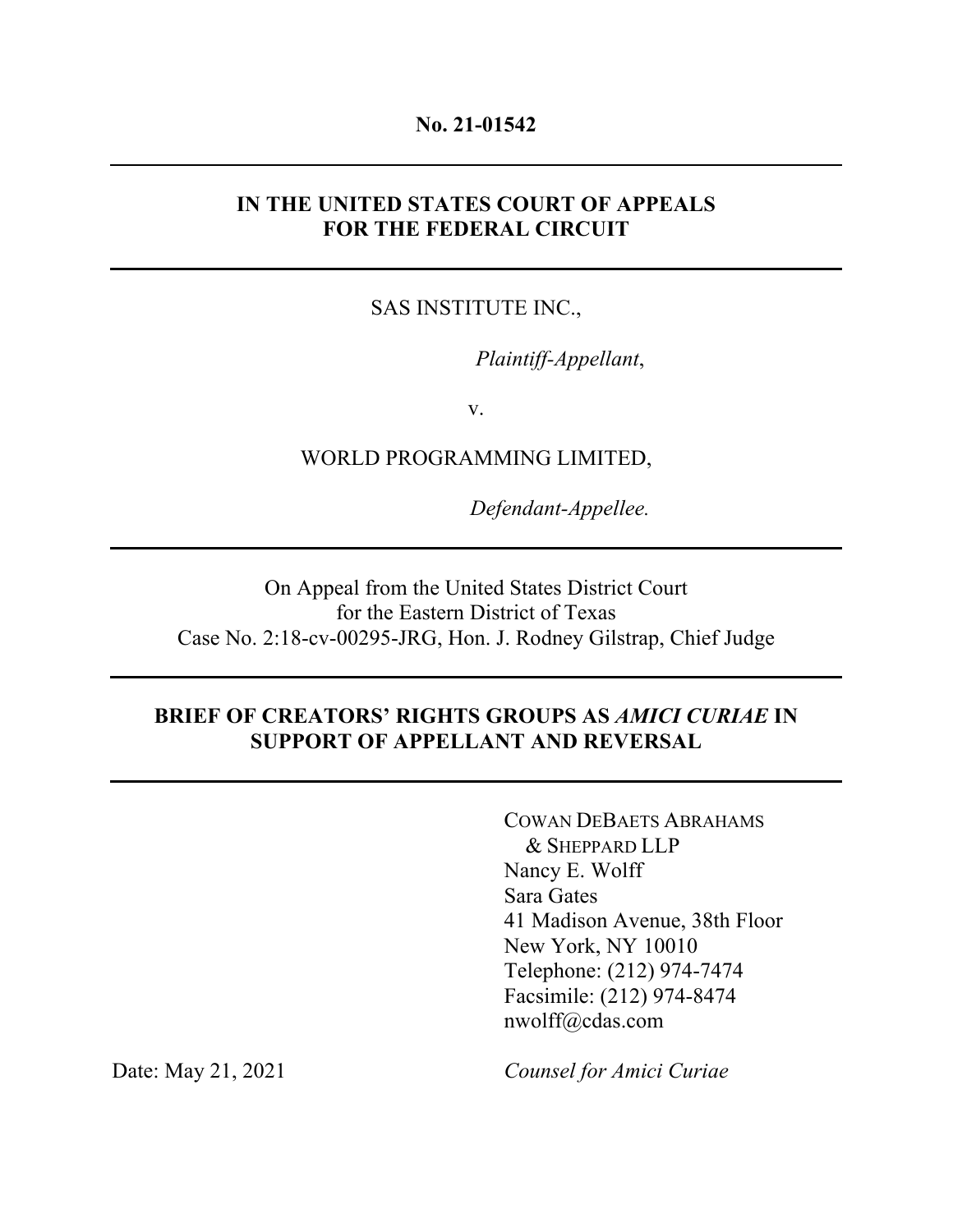**No. 21-01542**

---

**IN THE UNITED STATES COURT OF APPEALS**
**FOR THE FEDERAL CIRCUIT**

---

SAS INSTITUTE INC.,

*Plaintiff-Appellant*,

v.

WORLD PROGRAMMING LIMITED,

*Defendant-Appellee.*

---

On Appeal from the United States District Court
for the Eastern District of Texas
Case No. 2:18-cv-00295-JRG, Hon. J. Rodney Gilstrap, Chief Judge

---

**BRIEF OF CREATORS' RIGHTS GROUPS AS *AMICI CURIAE* IN SUPPORT OF APPELLANT AND REVERSAL**

---

COWAN DEBAETS ABRAHAMS & SHEPPARD LLP
Nancy E. Wolff
Sara Gates
41 Madison Avenue, 38th Floor
New York, NY 10010
Telephone: (212) 974-7474
Facsimile: (212) 974-8474
nwolff@cdas.com

Date: May 21, 2021

*Counsel for Amici Curiae*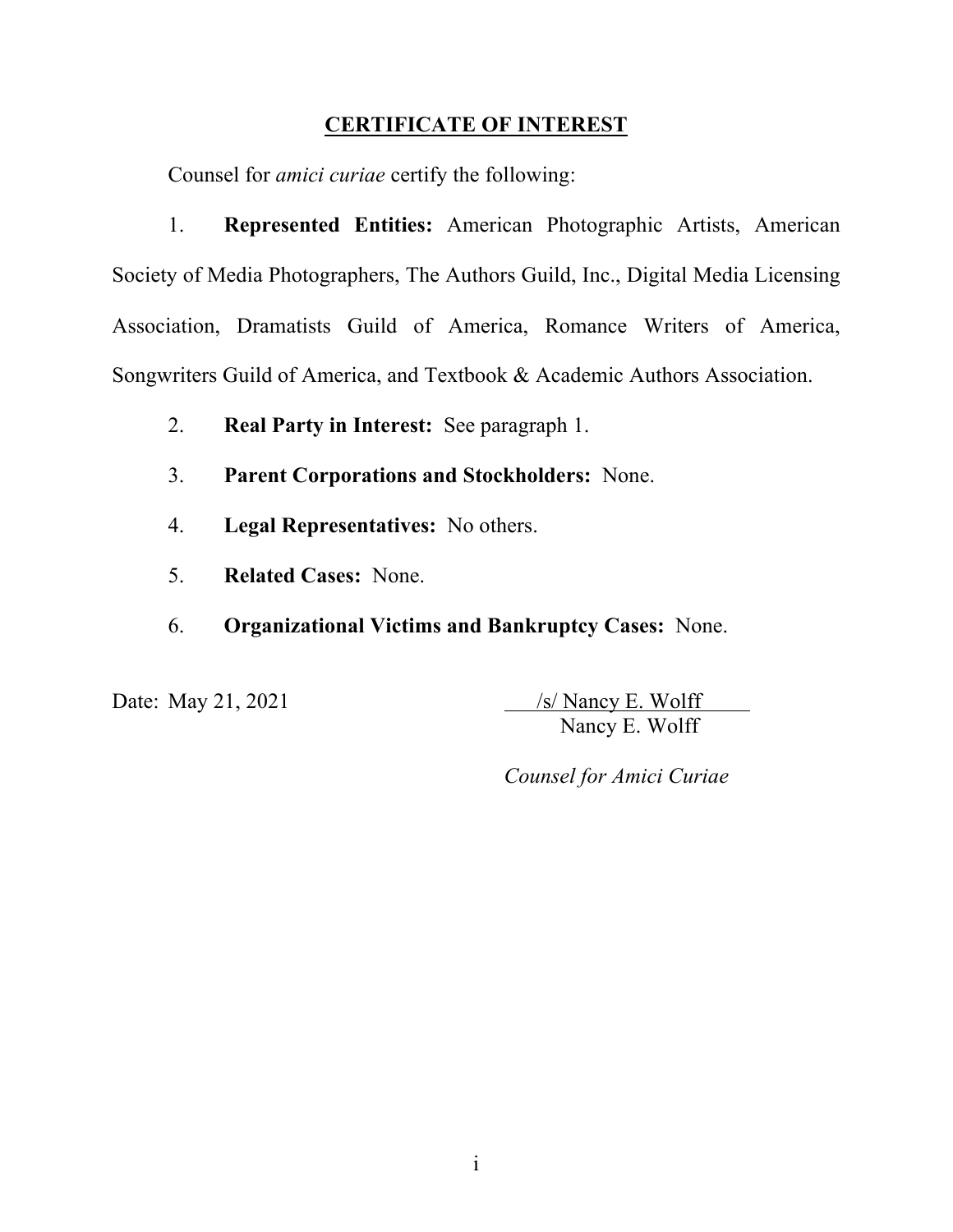## CERTIFICATE OF INTEREST

Counsel for *amici curiae* certify the following:

1. **Represented Entities:** American Photographic Artists, American Society of Media Photographers, The Authors Guild, Inc., Digital Media Licensing Association, Dramatists Guild of America, Romance Writers of America, Songwriters Guild of America, and Textbook & Academic Authors Association.

2. **Real Party in Interest:** See paragraph 1.

3. **Parent Corporations and Stockholders:** None.

4. **Legal Representatives:** No others.

5. **Related Cases:** None.

6. **Organizational Victims and Bankruptcy Cases:** None.

Date: May 21, 2021

/s/ Nancy E. Wolff
Nancy E. Wolff

*Counsel for Amici Curiae*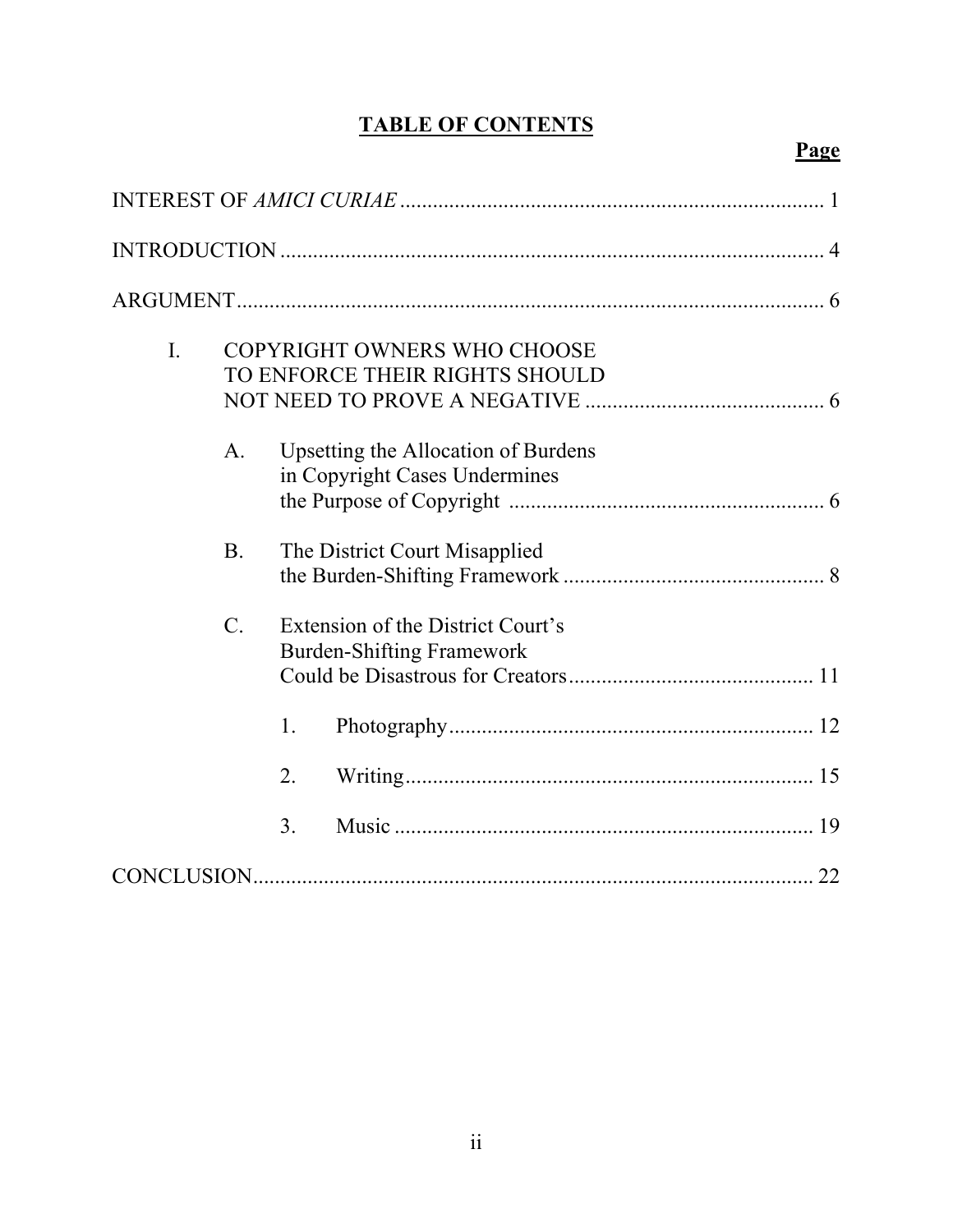# TABLE OF CONTENTS

**Page**

INTEREST OF *AMICI CURIAE* .............................................................................. 1

INTRODUCTION .................................................................................................... 4

ARGUMENT ............................................................................................................ 6

- I. COPYRIGHT OWNERS WHO CHOOSE TO ENFORCE THEIR RIGHTS SHOULD NOT NEED TO PROVE A NEGATIVE ............................................ 6
  - A. Upsetting the Allocation of Burdens in Copyright Cases Undermines the Purpose of Copyright .......................................................... 6
  - B. The District Court Misapplied the Burden-Shifting Framework ................................................ 8
  - C. Extension of the District Court's Burden-Shifting Framework Could be Disastrous for Creators ............................................. 11
    - 1. Photography ................................................................... 12
    - 2. Writing ............................................................................ 15
    - 3. Music .............................................................................. 19

CONCLUSION ........................................................................................................ 22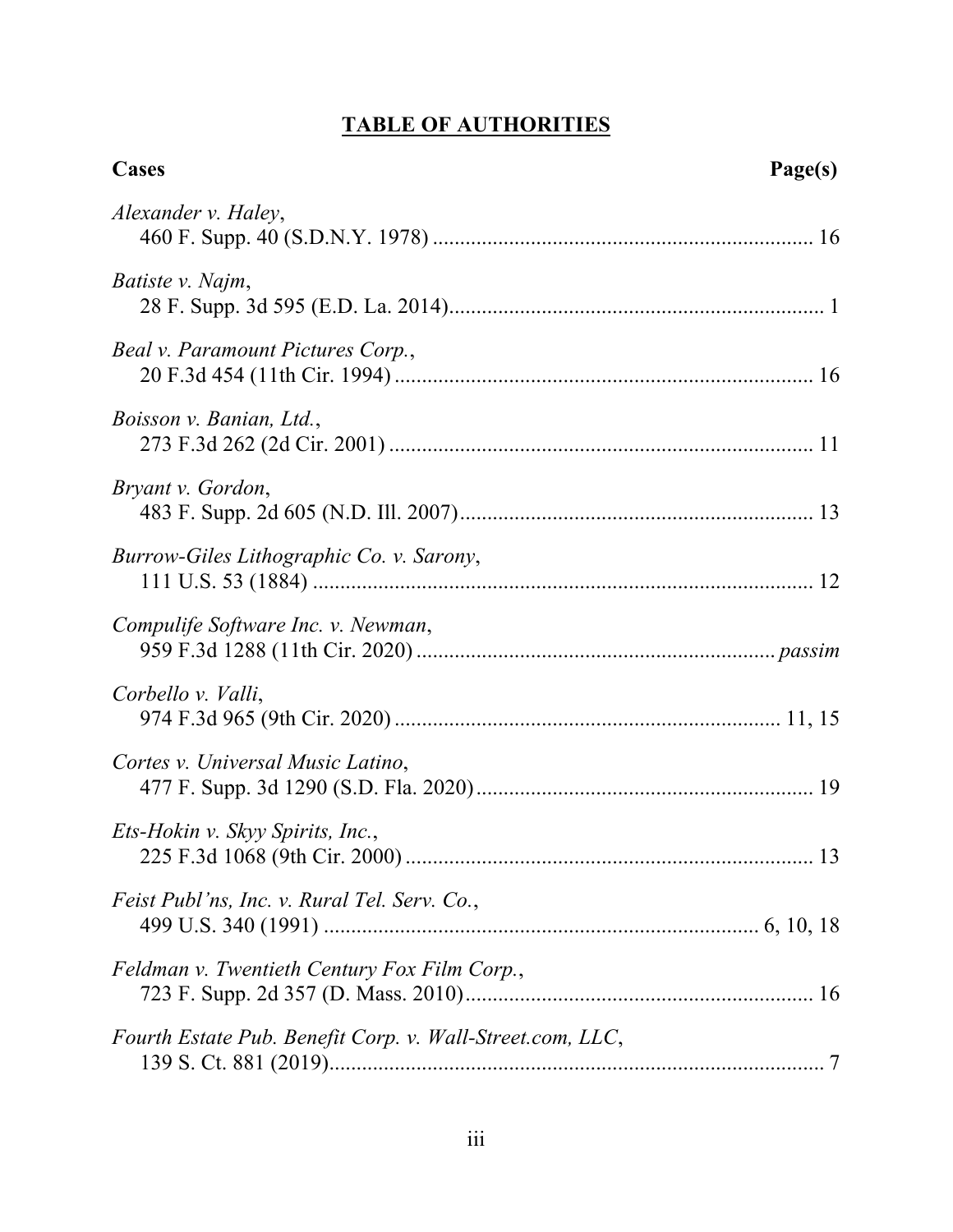# TABLE OF AUTHORITIES

**Cases** **Page(s)**

*Alexander v. Haley*,
460 F. Supp. 40 (S.D.N.Y. 1978) ...................................................................... 16

*Batiste v. Najm*,
28 F. Supp. 3d 595 (E.D. La. 2014)..................................................................... 1

*Beal v. Paramount Pictures Corp.*,
20 F.3d 454 (11th Cir. 1994) ............................................................................. 16

*Boisson v. Banian, Ltd.*,
273 F.3d 262 (2d Cir. 2001) .............................................................................. 11

*Bryant v. Gordon*,
483 F. Supp. 2d 605 (N.D. Ill. 2007)................................................................. 13

*Burrow-Giles Lithographic Co. v. Sarony*,
111 U.S. 53 (1884) ............................................................................................ 12

*Compulife Software Inc. v. Newman*,
959 F.3d 1288 (11th Cir. 2020) ................................................................. *passim*

*Corbello v. Valli*,
974 F.3d 965 (9th Cir. 2020) ....................................................................... 11, 15

*Cortes v. Universal Music Latino*,
477 F. Supp. 3d 1290 (S.D. Fla. 2020).............................................................. 19

*Ets-Hokin v. Skyy Spirits, Inc.*,
225 F.3d 1068 (9th Cir. 2000) ........................................................................... 13

*Feist Publ'ns, Inc. v. Rural Tel. Serv. Co.*,
499 U.S. 340 (1991) ............................................................................... 6, 10, 18

*Feldman v. Twentieth Century Fox Film Corp.*,
723 F. Supp. 2d 357 (D. Mass. 2010)................................................................ 16

*Fourth Estate Pub. Benefit Corp. v. Wall-Street.com, LLC*,
139 S. Ct. 881 (2019)........................................................................................... 7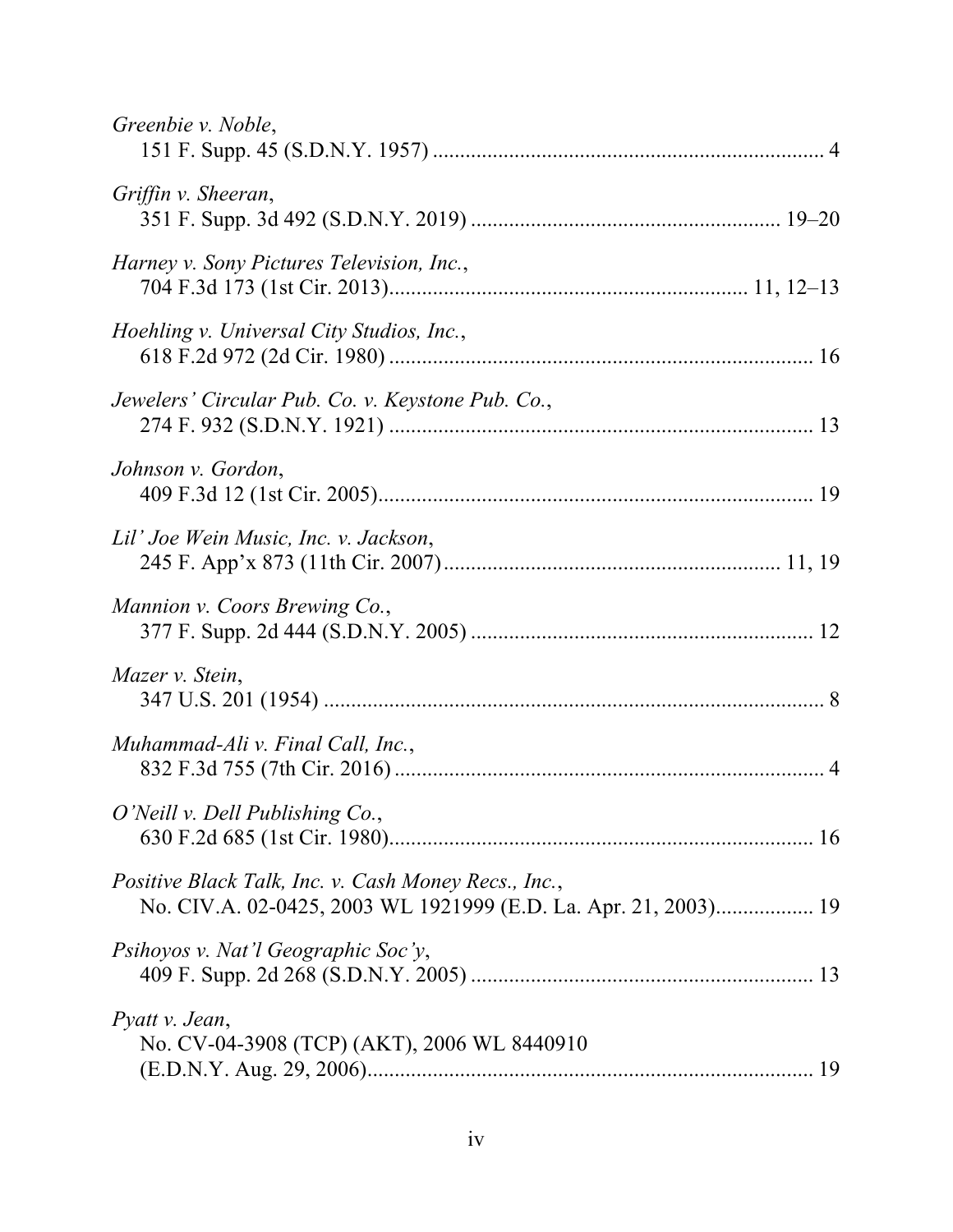*Greenbie v. Noble*,
151 F. Supp. 45 (S.D.N.Y. 1957) ........................................................................ 4

*Griffin v. Sheeran*,
351 F. Supp. 3d 492 (S.D.N.Y. 2019) ........................................................ 19–20

*Harney v. Sony Pictures Television, Inc.*,
704 F.3d 173 (1st Cir. 2013)................................................................. 11, 12–13

*Hoehling v. Universal City Studios, Inc.*,
618 F.2d 972 (2d Cir. 1980) .............................................................................. 16

*Jewelers' Circular Pub. Co. v. Keystone Pub. Co.*,
274 F. 932 (S.D.N.Y. 1921) .............................................................................. 13

*Johnson v. Gordon*,
409 F.3d 12 (1st Cir. 2005)................................................................................ 19

*Lil' Joe Wein Music, Inc. v. Jackson*,
245 F. App'x 873 (11th Cir. 2007)............................................................ 11, 19

*Mannion v. Coors Brewing Co.*,
377 F. Supp. 2d 444 (S.D.N.Y. 2005) ............................................................... 12

*Mazer v. Stein*,
347 U.S. 201 (1954) ............................................................................................ 8

*Muhammad-Ali v. Final Call, Inc.*,
832 F.3d 755 (7th Cir. 2016) ............................................................................... 4

*O'Neill v. Dell Publishing Co.*,
630 F.2d 685 (1st Cir. 1980).............................................................................. 16

*Positive Black Talk, Inc. v. Cash Money Recs., Inc.*,
No. CIV.A. 02-0425, 2003 WL 1921999 (E.D. La. Apr. 21, 2003).................. 19

*Psihoyos v. Nat'l Geographic Soc'y*,
409 F. Supp. 2d 268 (S.D.N.Y. 2005) ............................................................... 13

*Pyatt v. Jean*,
No. CV-04-3908 (TCP) (AKT), 2006 WL 8440910
(E.D.N.Y. Aug. 29, 2006).................................................................................. 19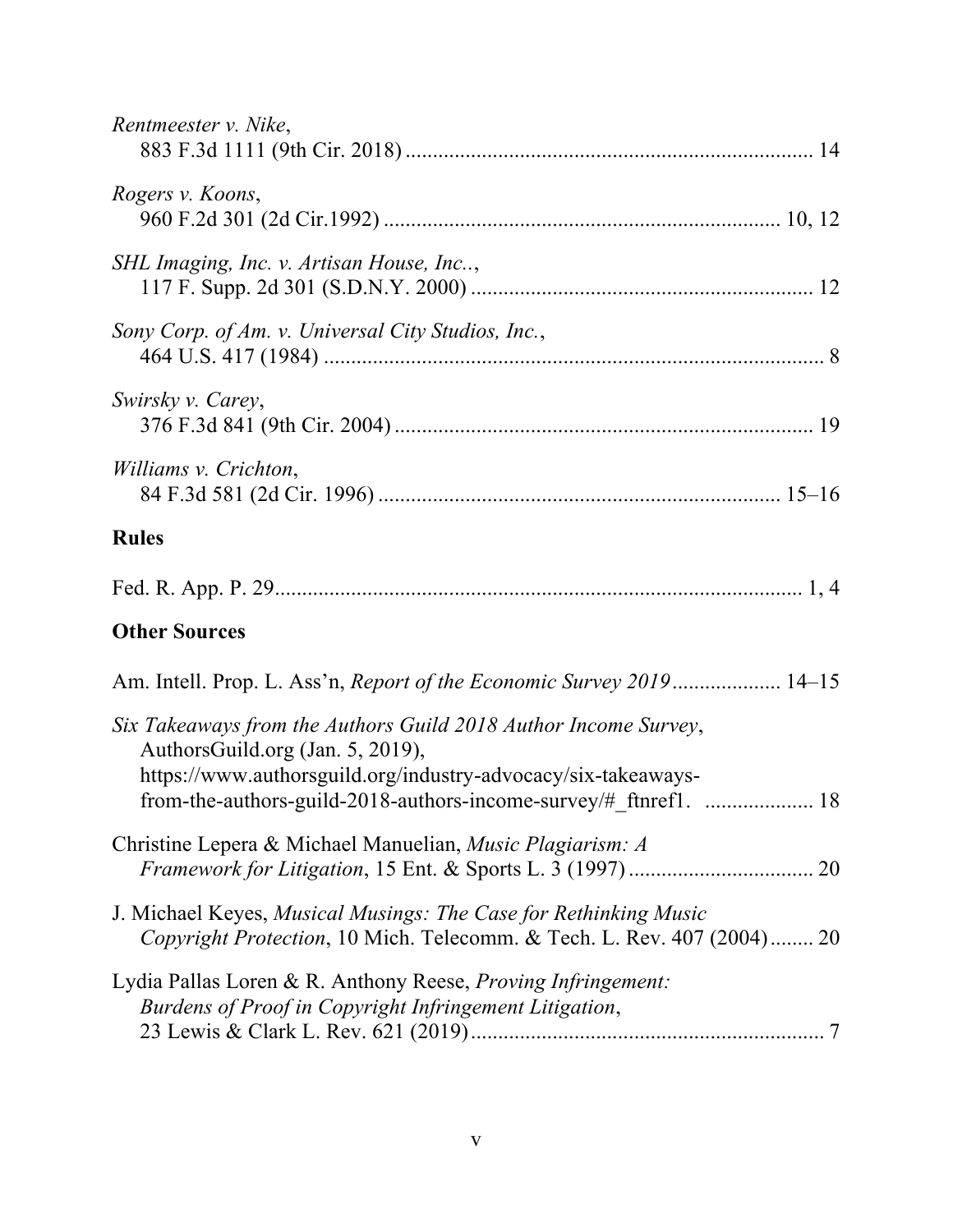*Rentmeester v. Nike*,
883 F.3d 1111 (9th Cir. 2018) .......................................................................... 14

*Rogers v. Koons*,
960 F.2d 301 (2d Cir.1992) ....................................................................... 10, 12

*SHL Imaging, Inc. v. Artisan House, Inc..*,
117 F. Supp. 2d 301 (S.D.N.Y. 2000) ............................................................. 12

*Sony Corp. of Am. v. Universal City Studios, Inc.*,
464 U.S. 417 (1984) .......................................................................................... 8

*Swirsky v. Carey*,
376 F.3d 841 (9th Cir. 2004) ............................................................................ 19

*Williams v. Crichton*,
84 F.3d 581 (2d Cir. 1996) ........................................................................ 15–16

## Rules

Fed. R. App. P. 29................................................................................................ 1, 4

## Other Sources

Am. Intell. Prop. L. Ass'n, *Report of the Economic Survey 2019*.................... 14–15

*Six Takeaways from the Authors Guild 2018 Author Income Survey*,
AuthorsGuild.org (Jan. 5, 2019),
https://www.authorsguild.org/industry-advocacy/six-takeaways-from-the-authors-guild-2018-authors-income-survey/#_ftnref1. .................... 18

Christine Lepera & Michael Manuelian, *Music Plagiarism: A Framework for Litigation*, 15 Ent. & Sports L. 3 (1997) .................................. 20

J. Michael Keyes, *Musical Musings: The Case for Rethinking Music Copyright Protection*, 10 Mich. Telecomm. & Tech. L. Rev. 407 (2004)........ 20

Lydia Pallas Loren & R. Anthony Reese, *Proving Infringement: Burdens of Proof in Copyright Infringement Litigation*,
23 Lewis & Clark L. Rev. 621 (2019)................................................................. 7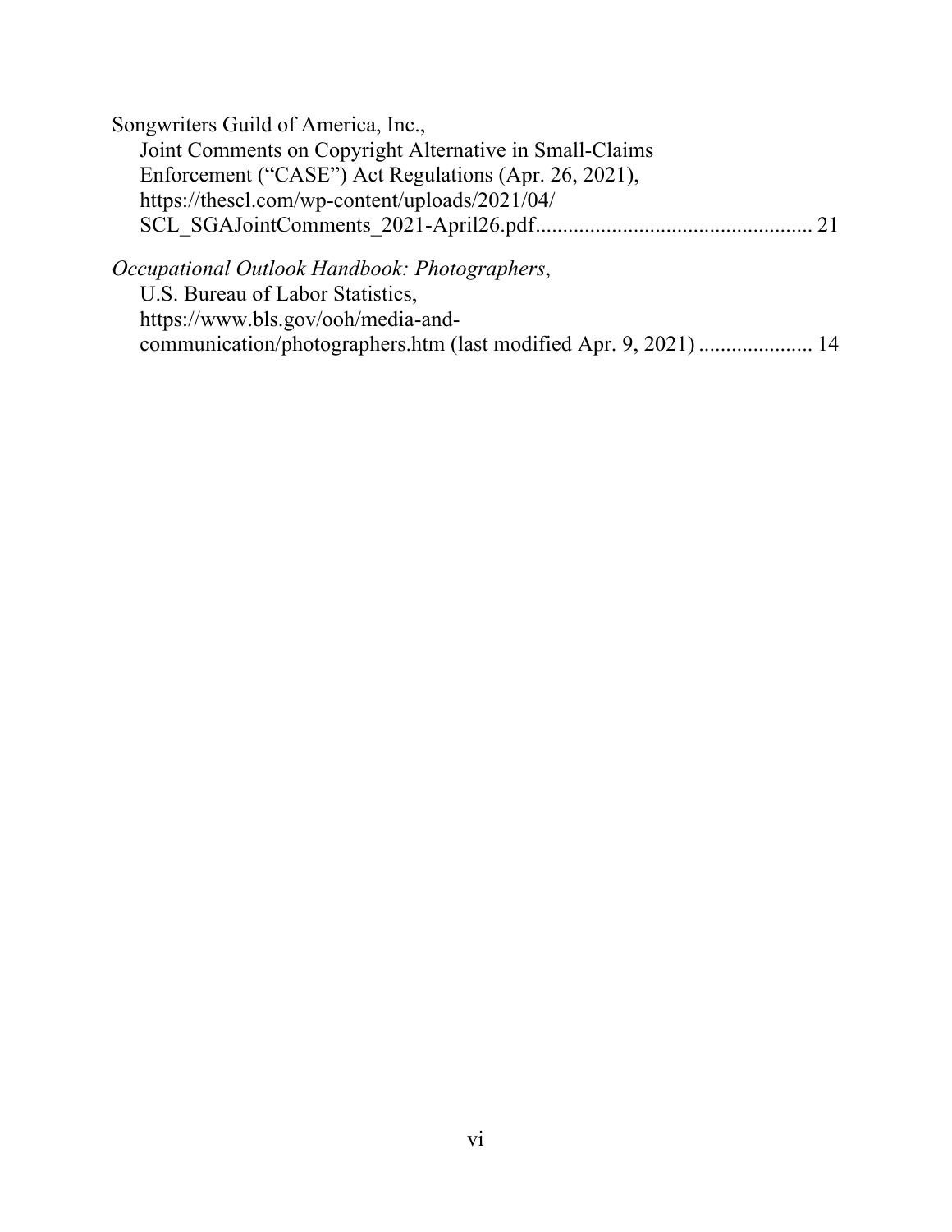Songwriters Guild of America, Inc.,
Joint Comments on Copyright Alternative in Small-Claims Enforcement ("CASE") Act Regulations (Apr. 26, 2021), https://thescl.com/wp-content/uploads/2021/04/SCL_SGAJointComments_2021-April26.pdf.................................................. 21

*Occupational Outlook Handbook: Photographers*,
U.S. Bureau of Labor Statistics, https://www.bls.gov/ooh/media-and-communication/photographers.htm (last modified Apr. 9, 2021) .................... 14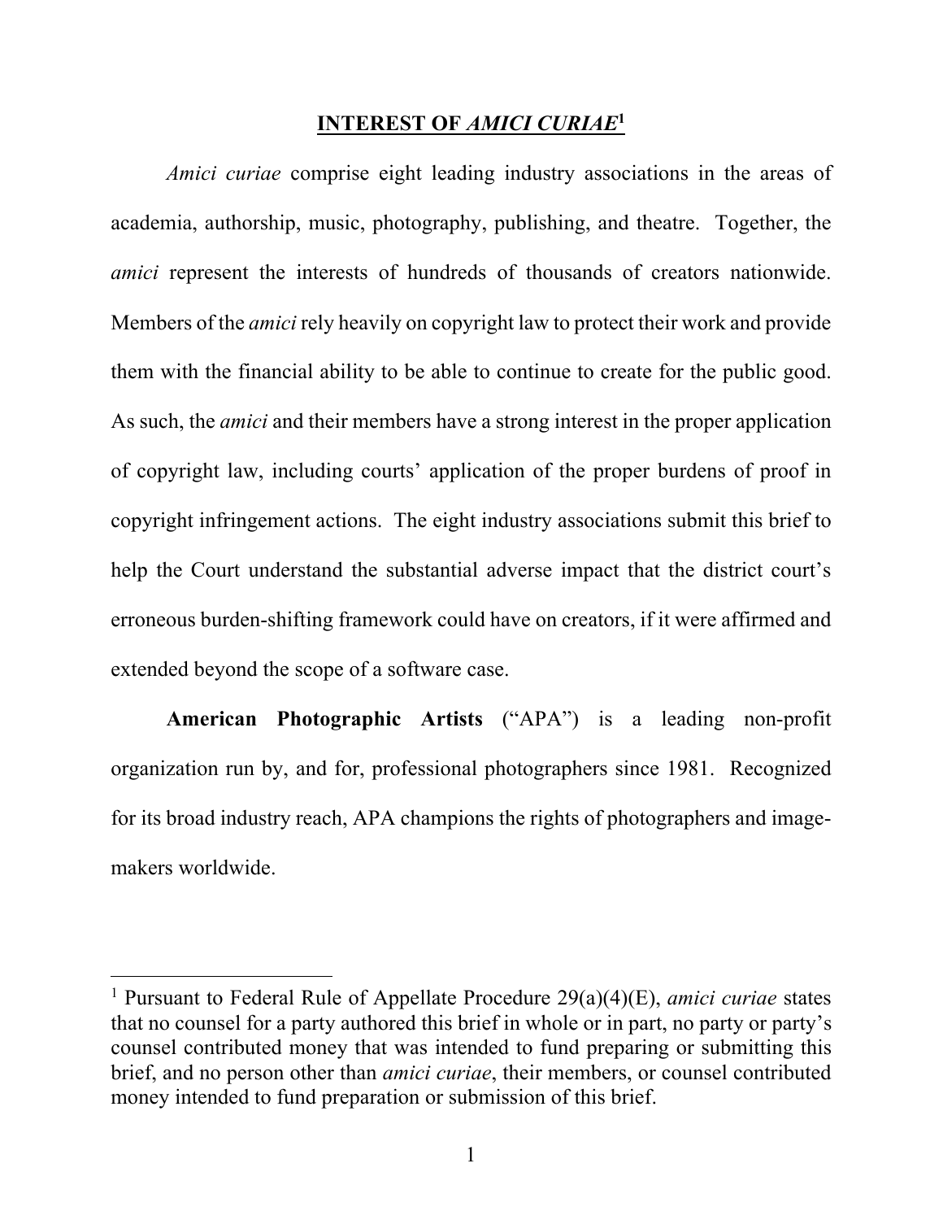# INTEREST OF *AMICI CURIAE*[1]

*Amici curiae* comprise eight leading industry associations in the areas of academia, authorship, music, photography, publishing, and theatre. Together, the *amici* represent the interests of hundreds of thousands of creators nationwide. Members of the *amici* rely heavily on copyright law to protect their work and provide them with the financial ability to be able to continue to create for the public good. As such, the *amici* and their members have a strong interest in the proper application of copyright law, including courts' application of the proper burdens of proof in copyright infringement actions. The eight industry associations submit this brief to help the Court understand the substantial adverse impact that the district court's erroneous burden-shifting framework could have on creators, if it were affirmed and extended beyond the scope of a software case.

**American Photographic Artists** ("APA") is a leading non-profit organization run by, and for, professional photographers since 1981. Recognized for its broad industry reach, APA champions the rights of photographers and image-makers worldwide.

---

[1] Pursuant to Federal Rule of Appellate Procedure 29(a)(4)(E), *amici curiae* states that no counsel for a party authored this brief in whole or in part, no party or party's counsel contributed money that was intended to fund preparing or submitting this brief, and no person other than *amici curiae*, their members, or counsel contributed money intended to fund preparation or submission of this brief.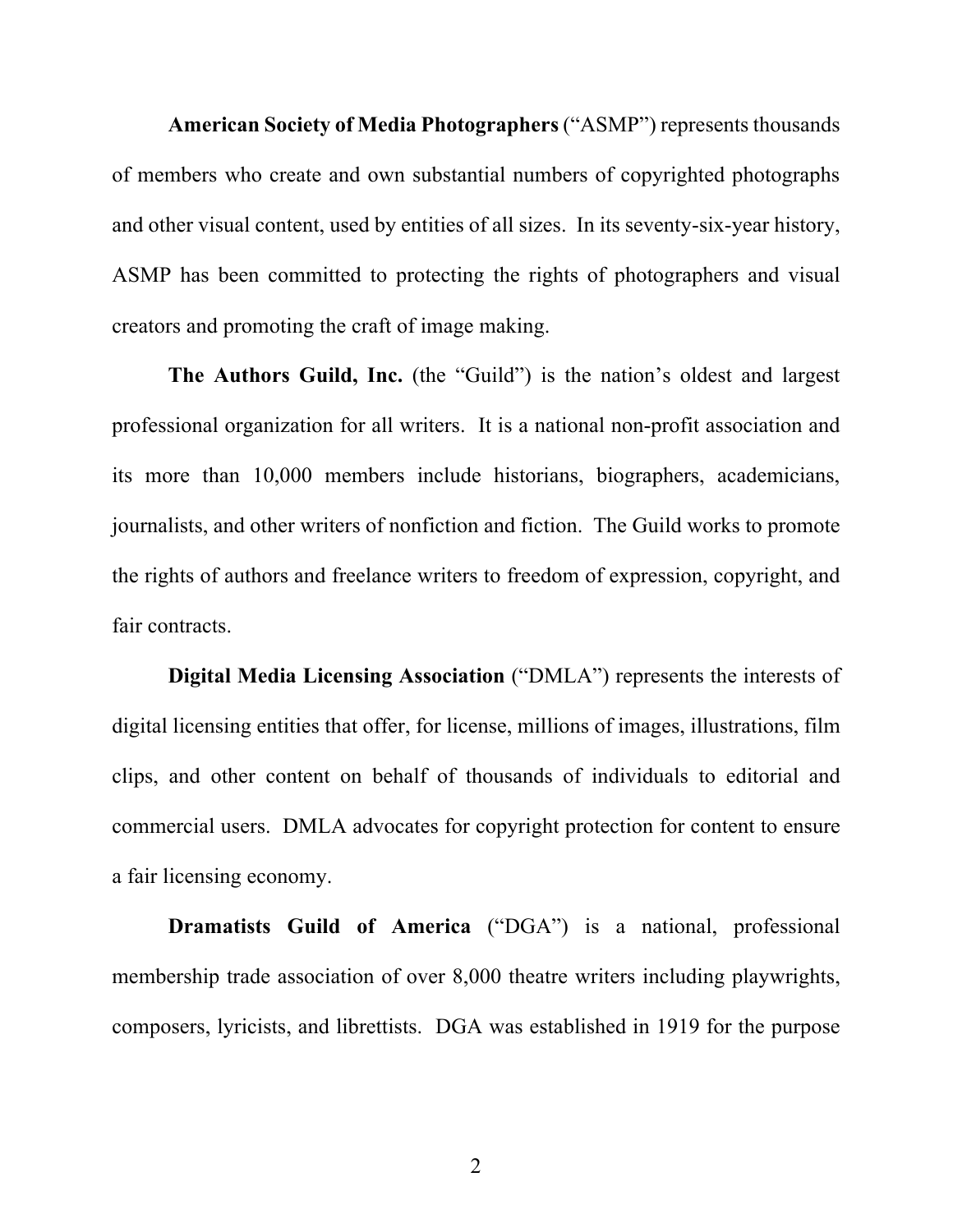**American Society of Media Photographers** ("ASMP") represents thousands of members who create and own substantial numbers of copyrighted photographs and other visual content, used by entities of all sizes. In its seventy-six-year history, ASMP has been committed to protecting the rights of photographers and visual creators and promoting the craft of image making.

**The Authors Guild, Inc.** (the "Guild") is the nation's oldest and largest professional organization for all writers. It is a national non-profit association and its more than 10,000 members include historians, biographers, academicians, journalists, and other writers of nonfiction and fiction. The Guild works to promote the rights of authors and freelance writers to freedom of expression, copyright, and fair contracts.

**Digital Media Licensing Association** ("DMLA") represents the interests of digital licensing entities that offer, for license, millions of images, illustrations, film clips, and other content on behalf of thousands of individuals to editorial and commercial users. DMLA advocates for copyright protection for content to ensure a fair licensing economy.

**Dramatists Guild of America** ("DGA") is a national, professional membership trade association of over 8,000 theatre writers including playwrights, composers, lyricists, and librettists. DGA was established in 1919 for the purpose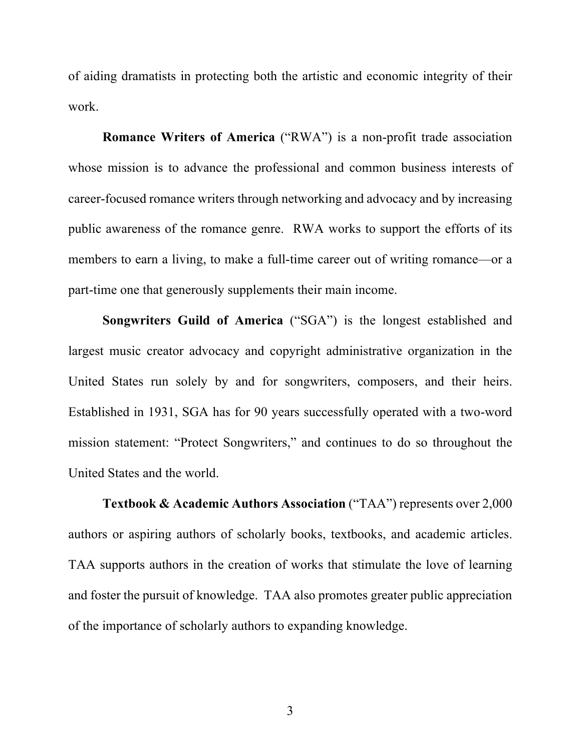of aiding dramatists in protecting both the artistic and economic integrity of their work.

**Romance Writers of America** ("RWA") is a non-profit trade association whose mission is to advance the professional and common business interests of career-focused romance writers through networking and advocacy and by increasing public awareness of the romance genre. RWA works to support the efforts of its members to earn a living, to make a full-time career out of writing romance—or a part-time one that generously supplements their main income.

**Songwriters Guild of America** ("SGA") is the longest established and largest music creator advocacy and copyright administrative organization in the United States run solely by and for songwriters, composers, and their heirs. Established in 1931, SGA has for 90 years successfully operated with a two-word mission statement: "Protect Songwriters," and continues to do so throughout the United States and the world.

**Textbook & Academic Authors Association** ("TAA") represents over 2,000 authors or aspiring authors of scholarly books, textbooks, and academic articles. TAA supports authors in the creation of works that stimulate the love of learning and foster the pursuit of knowledge. TAA also promotes greater public appreciation of the importance of scholarly authors to expanding knowledge.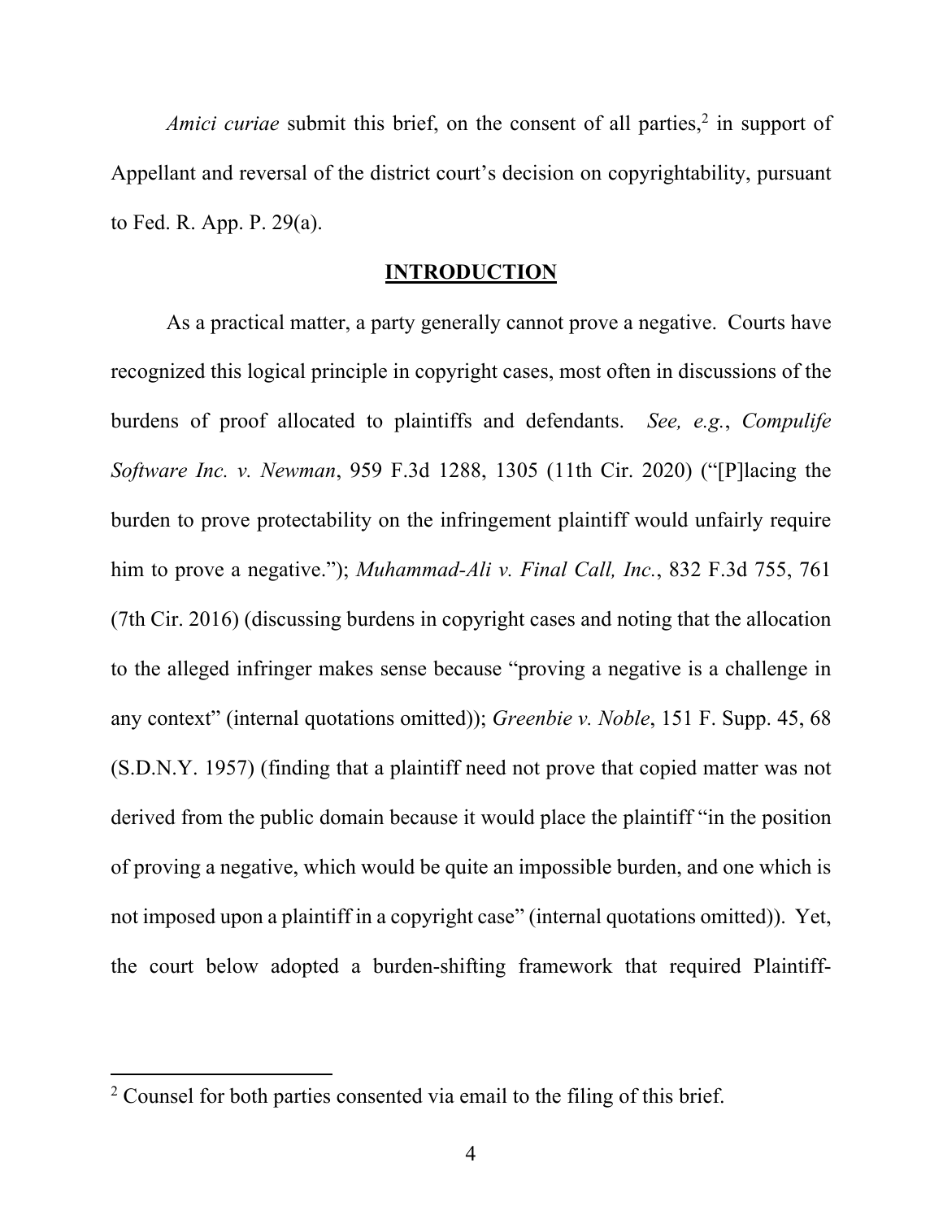*Amici curiae* submit this brief, on the consent of all parties,[2] in support of Appellant and reversal of the district court's decision on copyrightability, pursuant to Fed. R. App. P. 29(a).

## INTRODUCTION

As a practical matter, a party generally cannot prove a negative. Courts have recognized this logical principle in copyright cases, most often in discussions of the burdens of proof allocated to plaintiffs and defendants. *See, e.g.*, *Compulife Software Inc. v. Newman*, 959 F.3d 1288, 1305 (11th Cir. 2020) ("[P]lacing the burden to prove protectability on the infringement plaintiff would unfairly require him to prove a negative."); *Muhammad-Ali v. Final Call, Inc.*, 832 F.3d 755, 761 (7th Cir. 2016) (discussing burdens in copyright cases and noting that the allocation to the alleged infringer makes sense because "proving a negative is a challenge in any context" (internal quotations omitted)); *Greenbie v. Noble*, 151 F. Supp. 45, 68 (S.D.N.Y. 1957) (finding that a plaintiff need not prove that copied matter was not derived from the public domain because it would place the plaintiff "in the position of proving a negative, which would be quite an impossible burden, and one which is not imposed upon a plaintiff in a copyright case" (internal quotations omitted)). Yet, the court below adopted a burden-shifting framework that required Plaintiff-

[2] Counsel for both parties consented via email to the filing of this brief.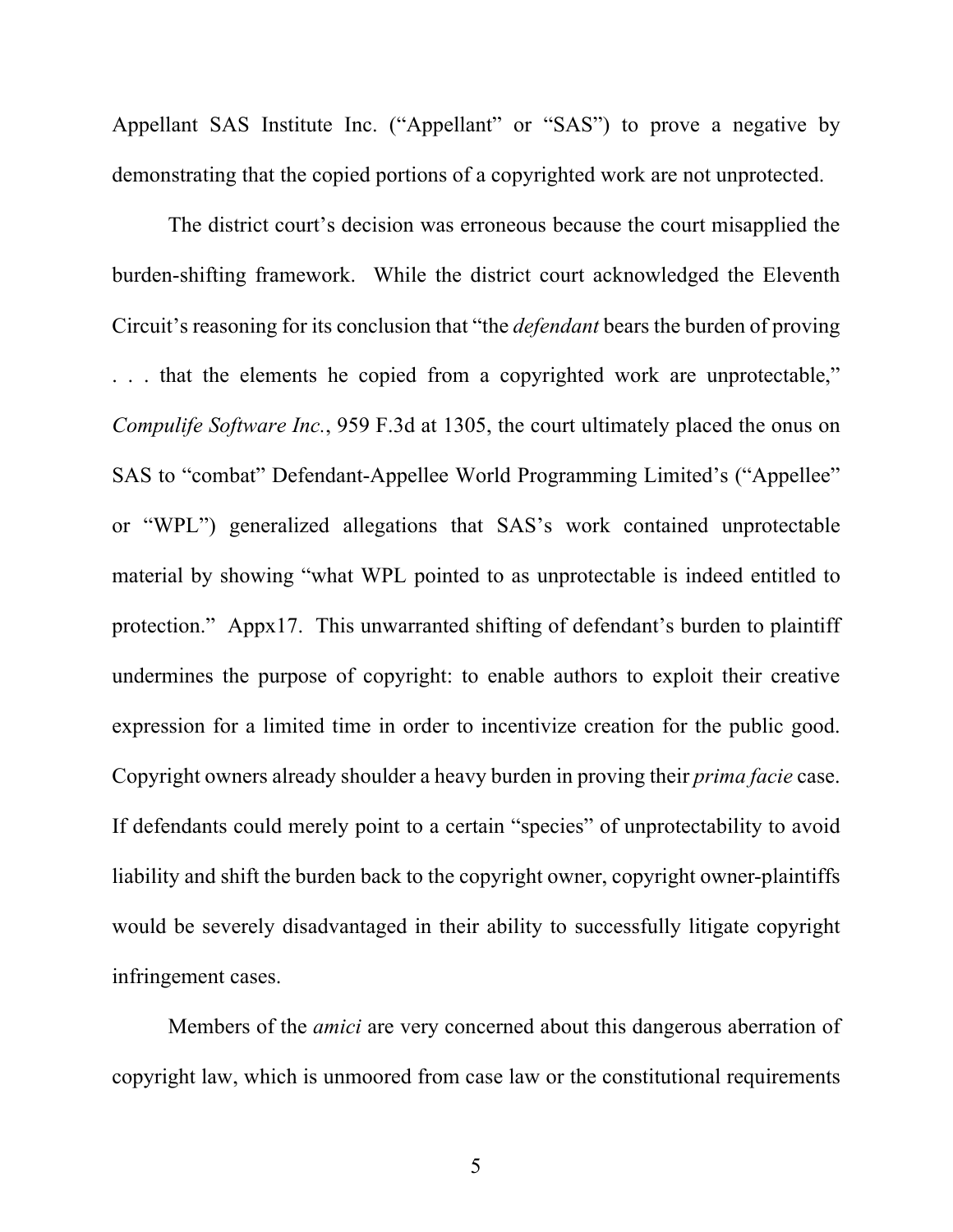Appellant SAS Institute Inc. ("Appellant" or "SAS") to prove a negative by demonstrating that the copied portions of a copyrighted work are not unprotected.

The district court's decision was erroneous because the court misapplied the burden-shifting framework. While the district court acknowledged the Eleventh Circuit's reasoning for its conclusion that "the *defendant* bears the burden of proving . . . that the elements he copied from a copyrighted work are unprotectable," *Compulife Software Inc.*, 959 F.3d at 1305, the court ultimately placed the onus on SAS to "combat" Defendant-Appellee World Programming Limited's ("Appellee" or "WPL") generalized allegations that SAS's work contained unprotectable material by showing "what WPL pointed to as unprotectable is indeed entitled to protection." Appx17. This unwarranted shifting of defendant's burden to plaintiff undermines the purpose of copyright: to enable authors to exploit their creative expression for a limited time in order to incentivize creation for the public good. Copyright owners already shoulder a heavy burden in proving their *prima facie* case. If defendants could merely point to a certain "species" of unprotectability to avoid liability and shift the burden back to the copyright owner, copyright owner-plaintiffs would be severely disadvantaged in their ability to successfully litigate copyright infringement cases.

Members of the *amici* are very concerned about this dangerous aberration of copyright law, which is unmoored from case law or the constitutional requirements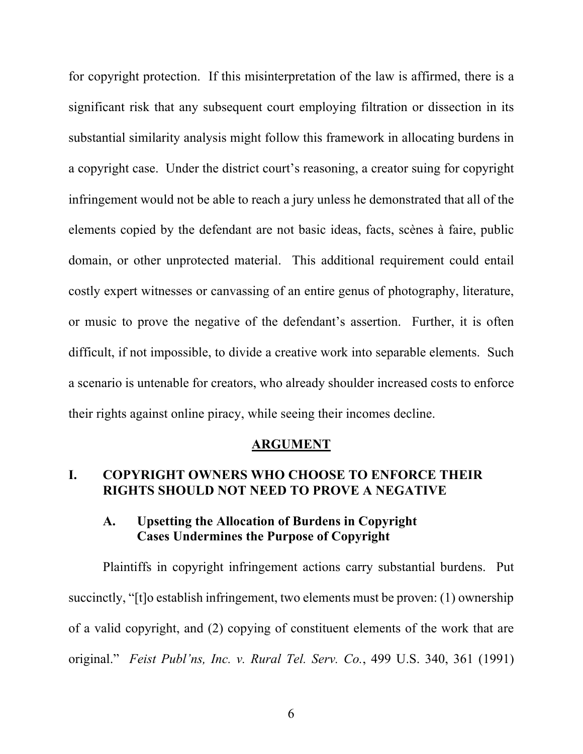for copyright protection. If this misinterpretation of the law is affirmed, there is a significant risk that any subsequent court employing filtration or dissection in its substantial similarity analysis might follow this framework in allocating burdens in a copyright case. Under the district court's reasoning, a creator suing for copyright infringement would not be able to reach a jury unless he demonstrated that all of the elements copied by the defendant are not basic ideas, facts, scènes à faire, public domain, or other unprotected material. This additional requirement could entail costly expert witnesses or canvassing of an entire genus of photography, literature, or music to prove the negative of the defendant's assertion. Further, it is often difficult, if not impossible, to divide a creative work into separable elements. Such a scenario is untenable for creators, who already shoulder increased costs to enforce their rights against online piracy, while seeing their incomes decline.

## ARGUMENT

### I. COPYRIGHT OWNERS WHO CHOOSE TO ENFORCE THEIR RIGHTS SHOULD NOT NEED TO PROVE A NEGATIVE

#### A. Upsetting the Allocation of Burdens in Copyright Cases Undermines the Purpose of Copyright

Plaintiffs in copyright infringement actions carry substantial burdens. Put succinctly, "[t]o establish infringement, two elements must be proven: (1) ownership of a valid copyright, and (2) copying of constituent elements of the work that are original." *Feist Publ'ns, Inc. v. Rural Tel. Serv. Co.*, 499 U.S. 340, 361 (1991)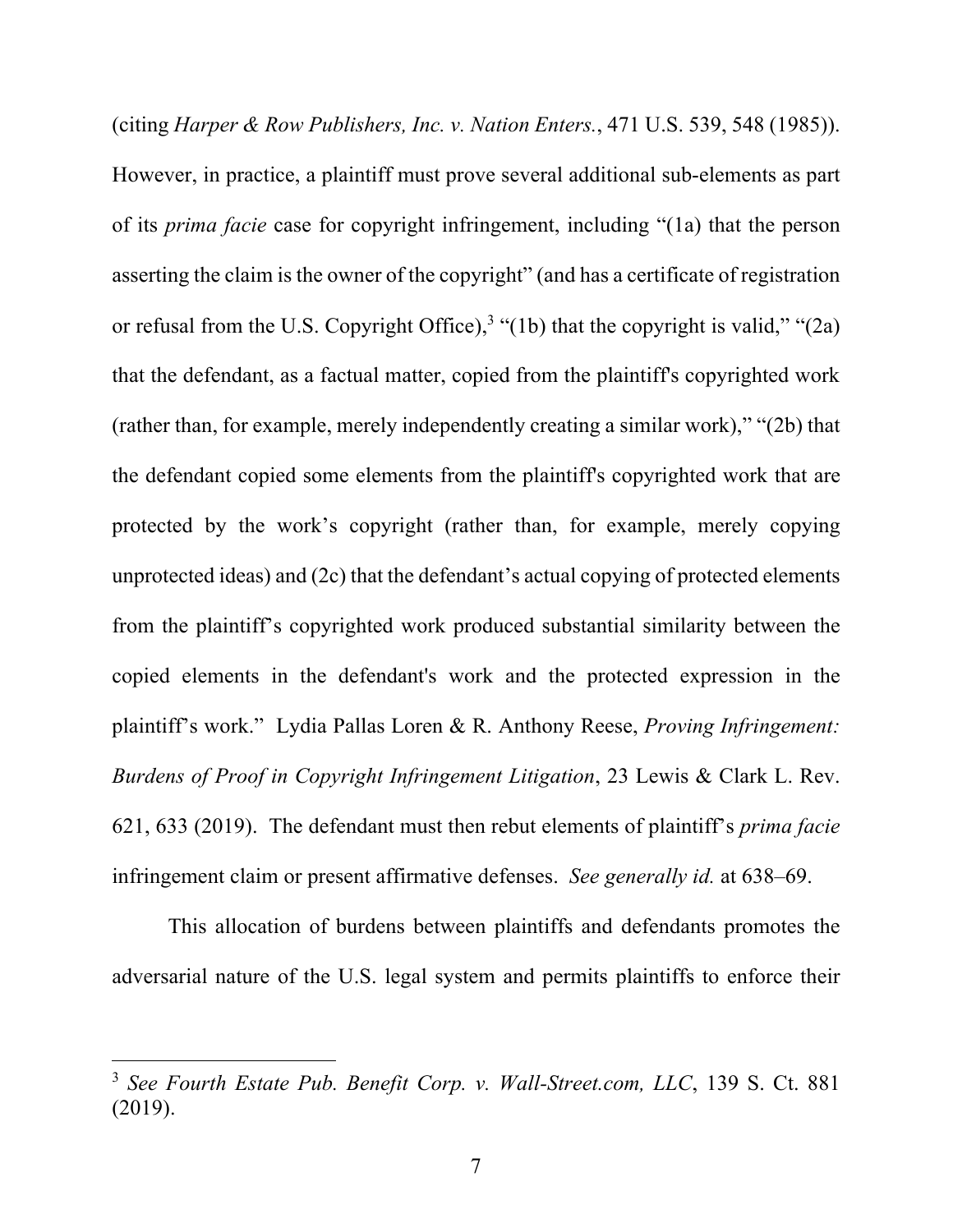(citing *Harper & Row Publishers, Inc. v. Nation Enters.*, 471 U.S. 539, 548 (1985)). However, in practice, a plaintiff must prove several additional sub-elements as part of its *prima facie* case for copyright infringement, including "(1a) that the person asserting the claim is the owner of the copyright" (and has a certificate of registration or refusal from the U.S. Copyright Office),[3] "(1b) that the copyright is valid," "(2a) that the defendant, as a factual matter, copied from the plaintiff's copyrighted work (rather than, for example, merely independently creating a similar work)," "(2b) that the defendant copied some elements from the plaintiff's copyrighted work that are protected by the work's copyright (rather than, for example, merely copying unprotected ideas) and (2c) that the defendant's actual copying of protected elements from the plaintiff's copyrighted work produced substantial similarity between the copied elements in the defendant's work and the protected expression in the plaintiff's work." Lydia Pallas Loren & R. Anthony Reese, *Proving Infringement: Burdens of Proof in Copyright Infringement Litigation*, 23 Lewis & Clark L. Rev. 621, 633 (2019). The defendant must then rebut elements of plaintiff's *prima facie* infringement claim or present affirmative defenses. *See generally id.* at 638–69.

This allocation of burdens between plaintiffs and defendants promotes the adversarial nature of the U.S. legal system and permits plaintiffs to enforce their

---

[3] *See Fourth Estate Pub. Benefit Corp. v. Wall-Street.com, LLC*, 139 S. Ct. 881 (2019).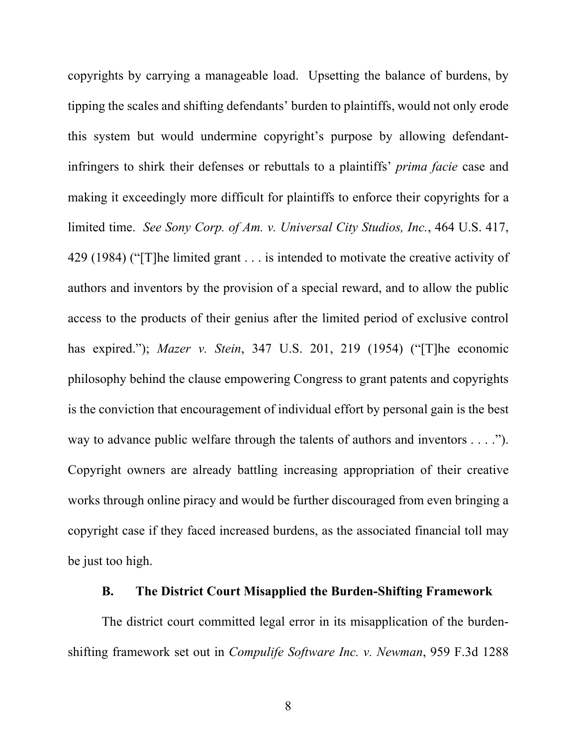copyrights by carrying a manageable load. Upsetting the balance of burdens, by tipping the scales and shifting defendants' burden to plaintiffs, would not only erode this system but would undermine copyright's purpose by allowing defendant-infringers to shirk their defenses or rebuttals to a plaintiffs' *prima facie* case and making it exceedingly more difficult for plaintiffs to enforce their copyrights for a limited time. *See Sony Corp. of Am. v. Universal City Studios, Inc.*, 464 U.S. 417, 429 (1984) ("[T]he limited grant . . . is intended to motivate the creative activity of authors and inventors by the provision of a special reward, and to allow the public access to the products of their genius after the limited period of exclusive control has expired."); *Mazer v. Stein*, 347 U.S. 201, 219 (1954) ("[T]he economic philosophy behind the clause empowering Congress to grant patents and copyrights is the conviction that encouragement of individual effort by personal gain is the best way to advance public welfare through the talents of authors and inventors . . . ."). Copyright owners are already battling increasing appropriation of their creative works through online piracy and would be further discouraged from even bringing a copyright case if they faced increased burdens, as the associated financial toll may be just too high.

### B. The District Court Misapplied the Burden-Shifting Framework

The district court committed legal error in its misapplication of the burden-shifting framework set out in *Compulife Software Inc. v. Newman*, 959 F.3d 1288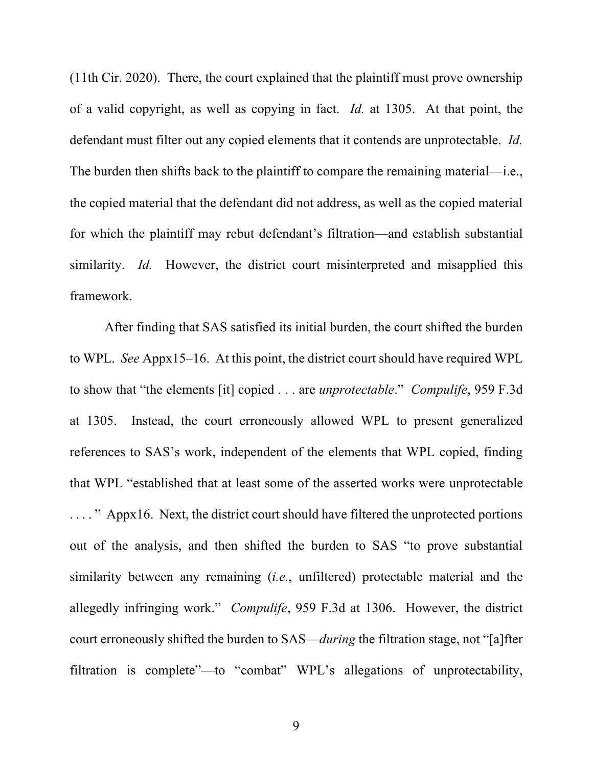(11th Cir. 2020). There, the court explained that the plaintiff must prove ownership of a valid copyright, as well as copying in fact. *Id.* at 1305. At that point, the defendant must filter out any copied elements that it contends are unprotectable. *Id.* The burden then shifts back to the plaintiff to compare the remaining material—i.e., the copied material that the defendant did not address, as well as the copied material for which the plaintiff may rebut defendant's filtration—and establish substantial similarity. *Id.* However, the district court misinterpreted and misapplied this framework.

After finding that SAS satisfied its initial burden, the court shifted the burden to WPL. *See* Appx15–16. At this point, the district court should have required WPL to show that "the elements [it] copied . . . are *unprotectable*." *Compulife*, 959 F.3d at 1305. Instead, the court erroneously allowed WPL to present generalized references to SAS's work, independent of the elements that WPL copied, finding that WPL "established that at least some of the asserted works were unprotectable . . . ." Appx16. Next, the district court should have filtered the unprotected portions out of the analysis, and then shifted the burden to SAS "to prove substantial similarity between any remaining (*i.e.*, unfiltered) protectable material and the allegedly infringing work." *Compulife*, 959 F.3d at 1306. However, the district court erroneously shifted the burden to SAS—*during* the filtration stage, not "[a]fter filtration is complete"—to "combat" WPL's allegations of unprotectability,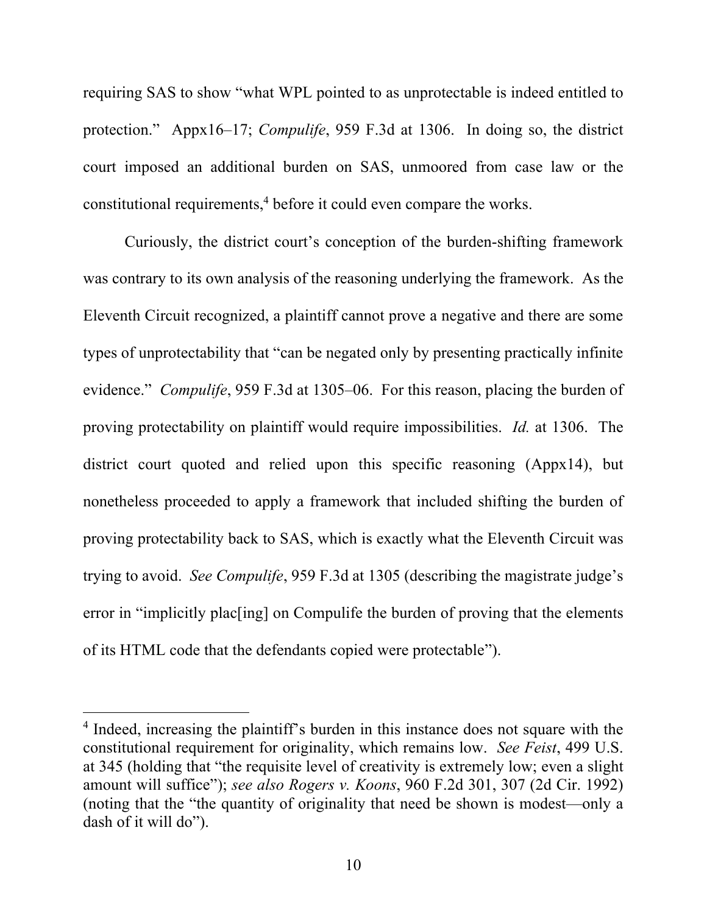requiring SAS to show "what WPL pointed to as unprotectable is indeed entitled to protection." Appx16–17; *Compulife*, 959 F.3d at 1306. In doing so, the district court imposed an additional burden on SAS, unmoored from case law or the constitutional requirements,[4] before it could even compare the works.

Curiously, the district court's conception of the burden-shifting framework was contrary to its own analysis of the reasoning underlying the framework. As the Eleventh Circuit recognized, a plaintiff cannot prove a negative and there are some types of unprotectability that "can be negated only by presenting practically infinite evidence." *Compulife*, 959 F.3d at 1305–06. For this reason, placing the burden of proving protectability on plaintiff would require impossibilities. *Id.* at 1306. The district court quoted and relied upon this specific reasoning (Appx14), but nonetheless proceeded to apply a framework that included shifting the burden of proving protectability back to SAS, which is exactly what the Eleventh Circuit was trying to avoid. *See Compulife*, 959 F.3d at 1305 (describing the magistrate judge's error in "implicitly plac[ing] on Compulife the burden of proving that the elements of its HTML code that the defendants copied were protectable").

---

[4] Indeed, increasing the plaintiff's burden in this instance does not square with the constitutional requirement for originality, which remains low. *See Feist*, 499 U.S. at 345 (holding that "the requisite level of creativity is extremely low; even a slight amount will suffice"); *see also Rogers v. Koons*, 960 F.2d 301, 307 (2d Cir. 1992) (noting that the "the quantity of originality that need be shown is modest—only a dash of it will do").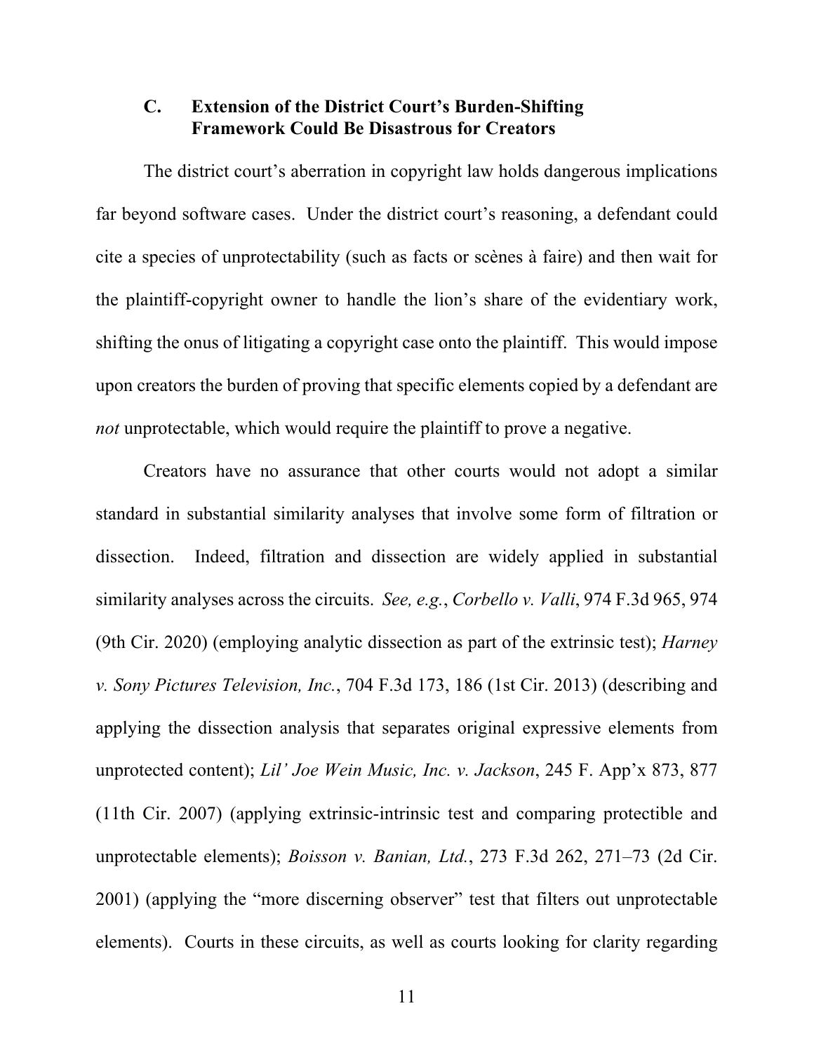### C. Extension of the District Court's Burden-Shifting Framework Could Be Disastrous for Creators

The district court's aberration in copyright law holds dangerous implications far beyond software cases. Under the district court's reasoning, a defendant could cite a species of unprotectability (such as facts or scènes à faire) and then wait for the plaintiff-copyright owner to handle the lion's share of the evidentiary work, shifting the onus of litigating a copyright case onto the plaintiff. This would impose upon creators the burden of proving that specific elements copied by a defendant are *not* unprotectable, which would require the plaintiff to prove a negative.

Creators have no assurance that other courts would not adopt a similar standard in substantial similarity analyses that involve some form of filtration or dissection. Indeed, filtration and dissection are widely applied in substantial similarity analyses across the circuits. *See, e.g.*, *Corbello v. Valli*, 974 F.3d 965, 974 (9th Cir. 2020) (employing analytic dissection as part of the extrinsic test); *Harney v. Sony Pictures Television, Inc.*, 704 F.3d 173, 186 (1st Cir. 2013) (describing and applying the dissection analysis that separates original expressive elements from unprotected content); *Lil' Joe Wein Music, Inc. v. Jackson*, 245 F. App'x 873, 877 (11th Cir. 2007) (applying extrinsic-intrinsic test and comparing protectible and unprotectable elements); *Boisson v. Banian, Ltd.*, 273 F.3d 262, 271–73 (2d Cir. 2001) (applying the "more discerning observer" test that filters out unprotectable elements). Courts in these circuits, as well as courts looking for clarity regarding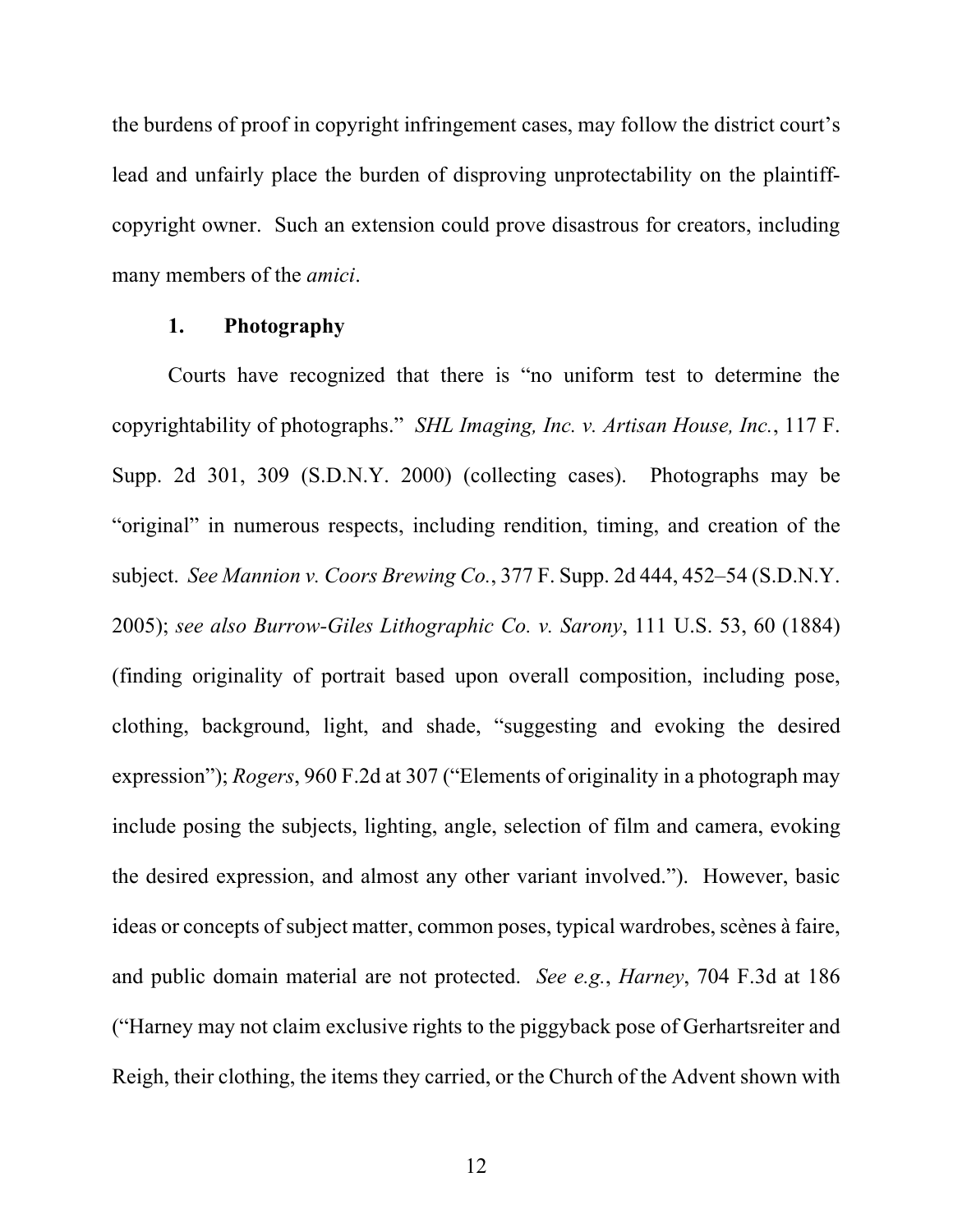the burdens of proof in copyright infringement cases, may follow the district court's lead and unfairly place the burden of disproving unprotectability on the plaintiff-copyright owner. Such an extension could prove disastrous for creators, including many members of the *amici*.

### 1. Photography

Courts have recognized that there is "no uniform test to determine the copyrightability of photographs." *SHL Imaging, Inc. v. Artisan House, Inc.*, 117 F. Supp. 2d 301, 309 (S.D.N.Y. 2000) (collecting cases). Photographs may be "original" in numerous respects, including rendition, timing, and creation of the subject. *See Mannion v. Coors Brewing Co.*, 377 F. Supp. 2d 444, 452–54 (S.D.N.Y. 2005); *see also Burrow-Giles Lithographic Co. v. Sarony*, 111 U.S. 53, 60 (1884) (finding originality of portrait based upon overall composition, including pose, clothing, background, light, and shade, "suggesting and evoking the desired expression"); *Rogers*, 960 F.2d at 307 ("Elements of originality in a photograph may include posing the subjects, lighting, angle, selection of film and camera, evoking the desired expression, and almost any other variant involved."). However, basic ideas or concepts of subject matter, common poses, typical wardrobes, scènes à faire, and public domain material are not protected. *See e.g.*, *Harney*, 704 F.3d at 186 ("Harney may not claim exclusive rights to the piggyback pose of Gerhartsreiter and Reigh, their clothing, the items they carried, or the Church of the Advent shown with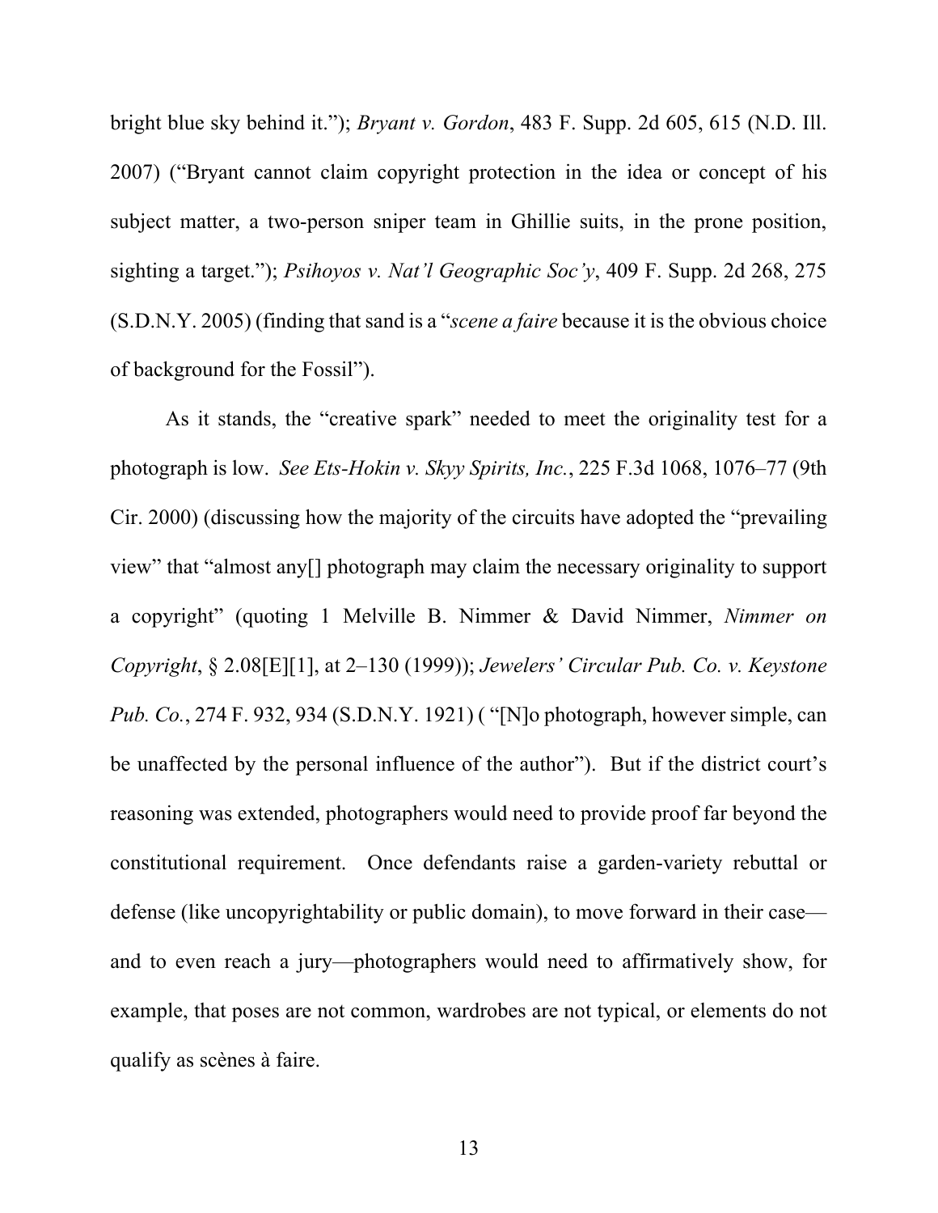bright blue sky behind it."); *Bryant v. Gordon*, 483 F. Supp. 2d 605, 615 (N.D. Ill. 2007) ("Bryant cannot claim copyright protection in the idea or concept of his subject matter, a two-person sniper team in Ghillie suits, in the prone position, sighting a target."); *Psihoyos v. Nat'l Geographic Soc'y*, 409 F. Supp. 2d 268, 275 (S.D.N.Y. 2005) (finding that sand is a "*scene a faire* because it is the obvious choice of background for the Fossil").

As it stands, the "creative spark" needed to meet the originality test for a photograph is low. *See Ets-Hokin v. Skyy Spirits, Inc.*, 225 F.3d 1068, 1076–77 (9th Cir. 2000) (discussing how the majority of the circuits have adopted the "prevailing view" that "almost any[] photograph may claim the necessary originality to support a copyright" (quoting 1 Melville B. Nimmer & David Nimmer, *Nimmer on Copyright*, § 2.08[E][1], at 2–130 (1999)); *Jewelers' Circular Pub. Co. v. Keystone Pub. Co.*, 274 F. 932, 934 (S.D.N.Y. 1921) ( "[N]o photograph, however simple, can be unaffected by the personal influence of the author"). But if the district court's reasoning was extended, photographers would need to provide proof far beyond the constitutional requirement. Once defendants raise a garden-variety rebuttal or defense (like uncopyrightability or public domain), to move forward in their case—and to even reach a jury—photographers would need to affirmatively show, for example, that poses are not common, wardrobes are not typical, or elements do not qualify as scènes à faire.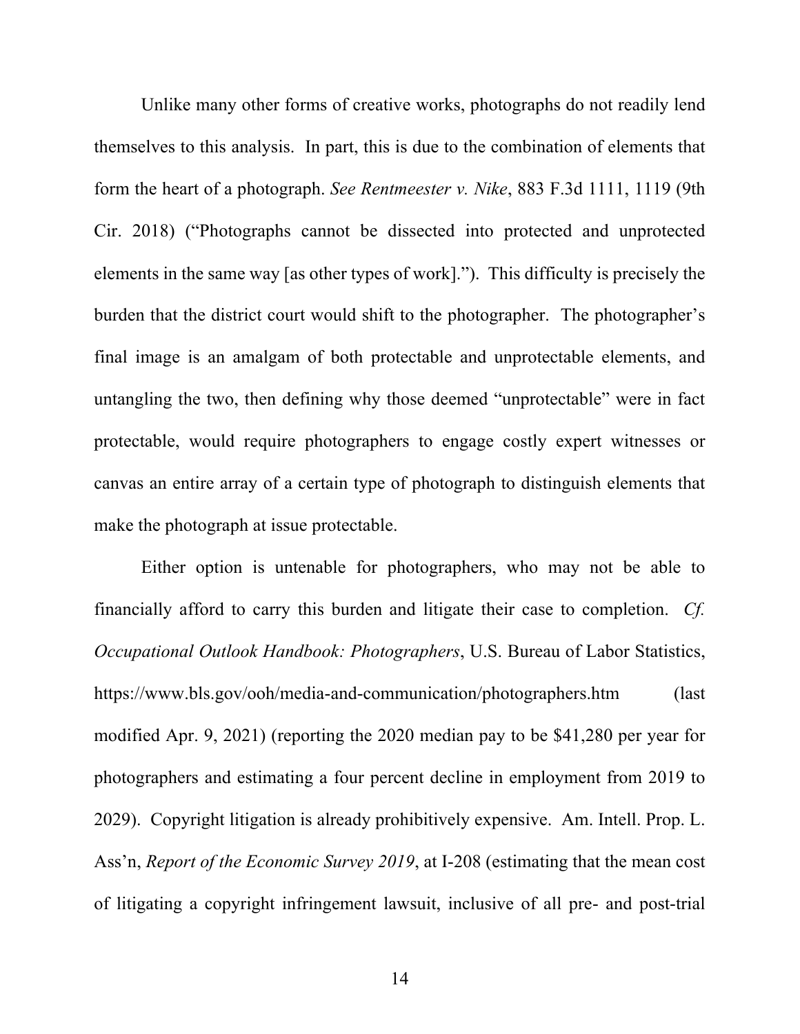Unlike many other forms of creative works, photographs do not readily lend themselves to this analysis. In part, this is due to the combination of elements that form the heart of a photograph. *See Rentmeester v. Nike*, 883 F.3d 1111, 1119 (9th Cir. 2018) ("Photographs cannot be dissected into protected and unprotected elements in the same way [as other types of work]."). This difficulty is precisely the burden that the district court would shift to the photographer. The photographer's final image is an amalgam of both protectable and unprotectable elements, and untangling the two, then defining why those deemed "unprotectable" were in fact protectable, would require photographers to engage costly expert witnesses or canvas an entire array of a certain type of photograph to distinguish elements that make the photograph at issue protectable.

Either option is untenable for photographers, who may not be able to financially afford to carry this burden and litigate their case to completion. *Cf. Occupational Outlook Handbook: Photographers*, U.S. Bureau of Labor Statistics, https://www.bls.gov/ooh/media-and-communication/photographers.htm (last modified Apr. 9, 2021) (reporting the 2020 median pay to be $41,280 per year for photographers and estimating a four percent decline in employment from 2019 to 2029). Copyright litigation is already prohibitively expensive. Am. Intell. Prop. L. Ass'n, *Report of the Economic Survey 2019*, at I-208 (estimating that the mean cost of litigating a copyright infringement lawsuit, inclusive of all pre- and post-trial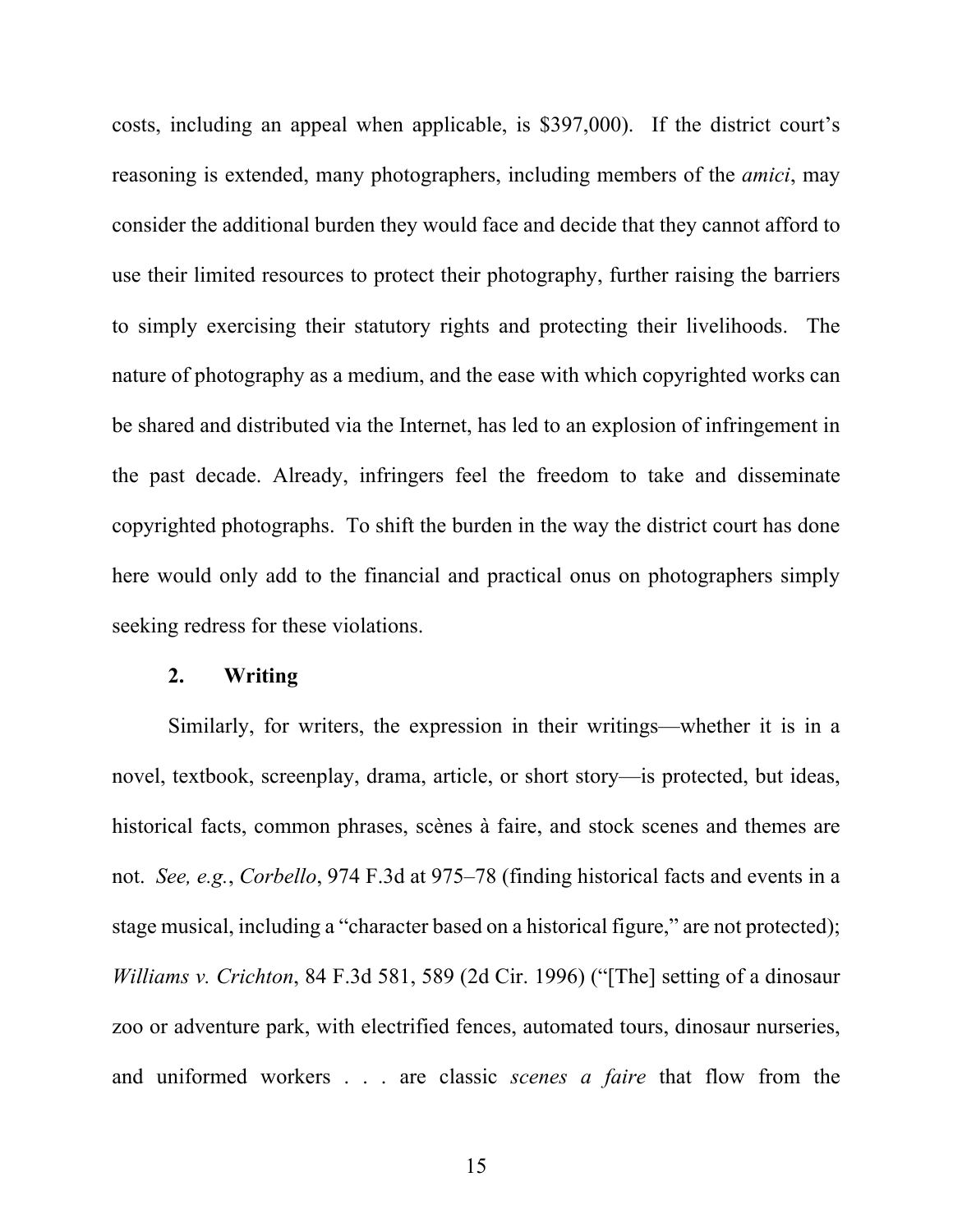costs, including an appeal when applicable, is $397,000). If the district court's reasoning is extended, many photographers, including members of the *amici*, may consider the additional burden they would face and decide that they cannot afford to use their limited resources to protect their photography, further raising the barriers to simply exercising their statutory rights and protecting their livelihoods. The nature of photography as a medium, and the ease with which copyrighted works can be shared and distributed via the Internet, has led to an explosion of infringement in the past decade. Already, infringers feel the freedom to take and disseminate copyrighted photographs. To shift the burden in the way the district court has done here would only add to the financial and practical onus on photographers simply seeking redress for these violations.

### 2. Writing

Similarly, for writers, the expression in their writings—whether it is in a novel, textbook, screenplay, drama, article, or short story—is protected, but ideas, historical facts, common phrases, scènes à faire, and stock scenes and themes are not. *See, e.g.*, *Corbello*, 974 F.3d at 975–78 (finding historical facts and events in a stage musical, including a "character based on a historical figure," are not protected); *Williams v. Crichton*, 84 F.3d 581, 589 (2d Cir. 1996) ("[The] setting of a dinosaur zoo or adventure park, with electrified fences, automated tours, dinosaur nurseries, and uniformed workers . . . are classic *scenes a faire* that flow from the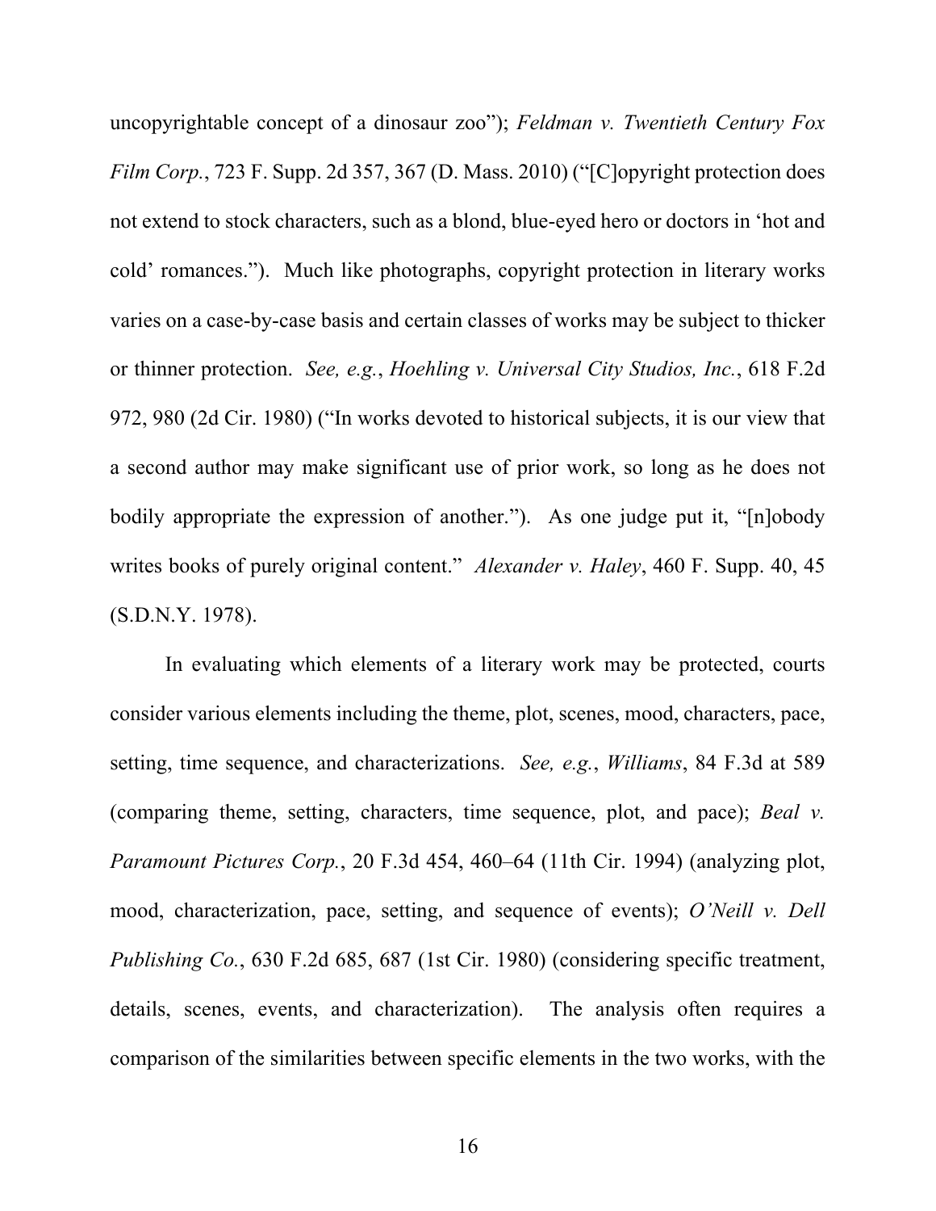uncopyrightable concept of a dinosaur zoo"); *Feldman v. Twentieth Century Fox Film Corp.*, 723 F. Supp. 2d 357, 367 (D. Mass. 2010) ("[C]opyright protection does not extend to stock characters, such as a blond, blue-eyed hero or doctors in 'hot and cold' romances."). Much like photographs, copyright protection in literary works varies on a case-by-case basis and certain classes of works may be subject to thicker or thinner protection. *See, e.g.*, *Hoehling v. Universal City Studios, Inc.*, 618 F.2d 972, 980 (2d Cir. 1980) ("In works devoted to historical subjects, it is our view that a second author may make significant use of prior work, so long as he does not bodily appropriate the expression of another."). As one judge put it, "[n]obody writes books of purely original content." *Alexander v. Haley*, 460 F. Supp. 40, 45 (S.D.N.Y. 1978).

In evaluating which elements of a literary work may be protected, courts consider various elements including the theme, plot, scenes, mood, characters, pace, setting, time sequence, and characterizations. *See, e.g.*, *Williams*, 84 F.3d at 589 (comparing theme, setting, characters, time sequence, plot, and pace); *Beal v. Paramount Pictures Corp.*, 20 F.3d 454, 460–64 (11th Cir. 1994) (analyzing plot, mood, characterization, pace, setting, and sequence of events); *O'Neill v. Dell Publishing Co.*, 630 F.2d 685, 687 (1st Cir. 1980) (considering specific treatment, details, scenes, events, and characterization). The analysis often requires a comparison of the similarities between specific elements in the two works, with the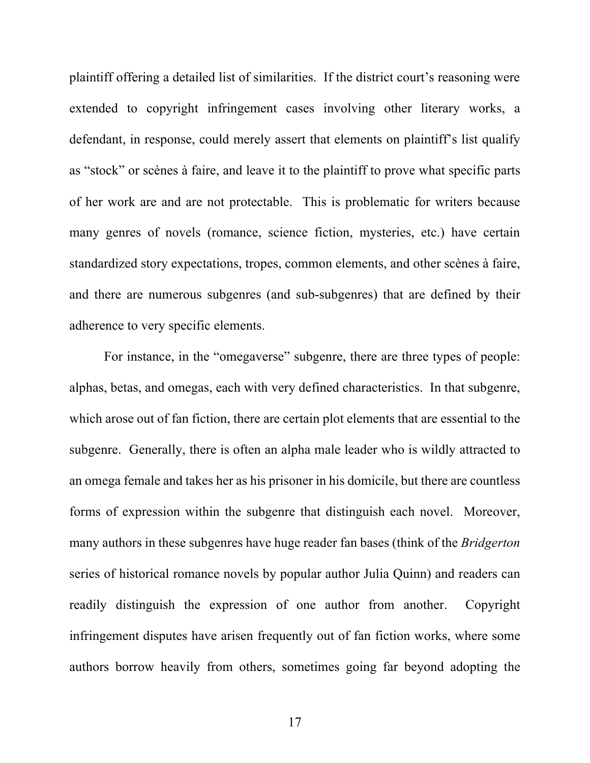plaintiff offering a detailed list of similarities. If the district court's reasoning were extended to copyright infringement cases involving other literary works, a defendant, in response, could merely assert that elements on plaintiff's list qualify as "stock" or scènes à faire, and leave it to the plaintiff to prove what specific parts of her work are and are not protectable. This is problematic for writers because many genres of novels (romance, science fiction, mysteries, etc.) have certain standardized story expectations, tropes, common elements, and other scènes à faire, and there are numerous subgenres (and sub-subgenres) that are defined by their adherence to very specific elements.

For instance, in the "omegaverse" subgenre, there are three types of people: alphas, betas, and omegas, each with very defined characteristics. In that subgenre, which arose out of fan fiction, there are certain plot elements that are essential to the subgenre. Generally, there is often an alpha male leader who is wildly attracted to an omega female and takes her as his prisoner in his domicile, but there are countless forms of expression within the subgenre that distinguish each novel. Moreover, many authors in these subgenres have huge reader fan bases (think of the *Bridgerton* series of historical romance novels by popular author Julia Quinn) and readers can readily distinguish the expression of one author from another. Copyright infringement disputes have arisen frequently out of fan fiction works, where some authors borrow heavily from others, sometimes going far beyond adopting the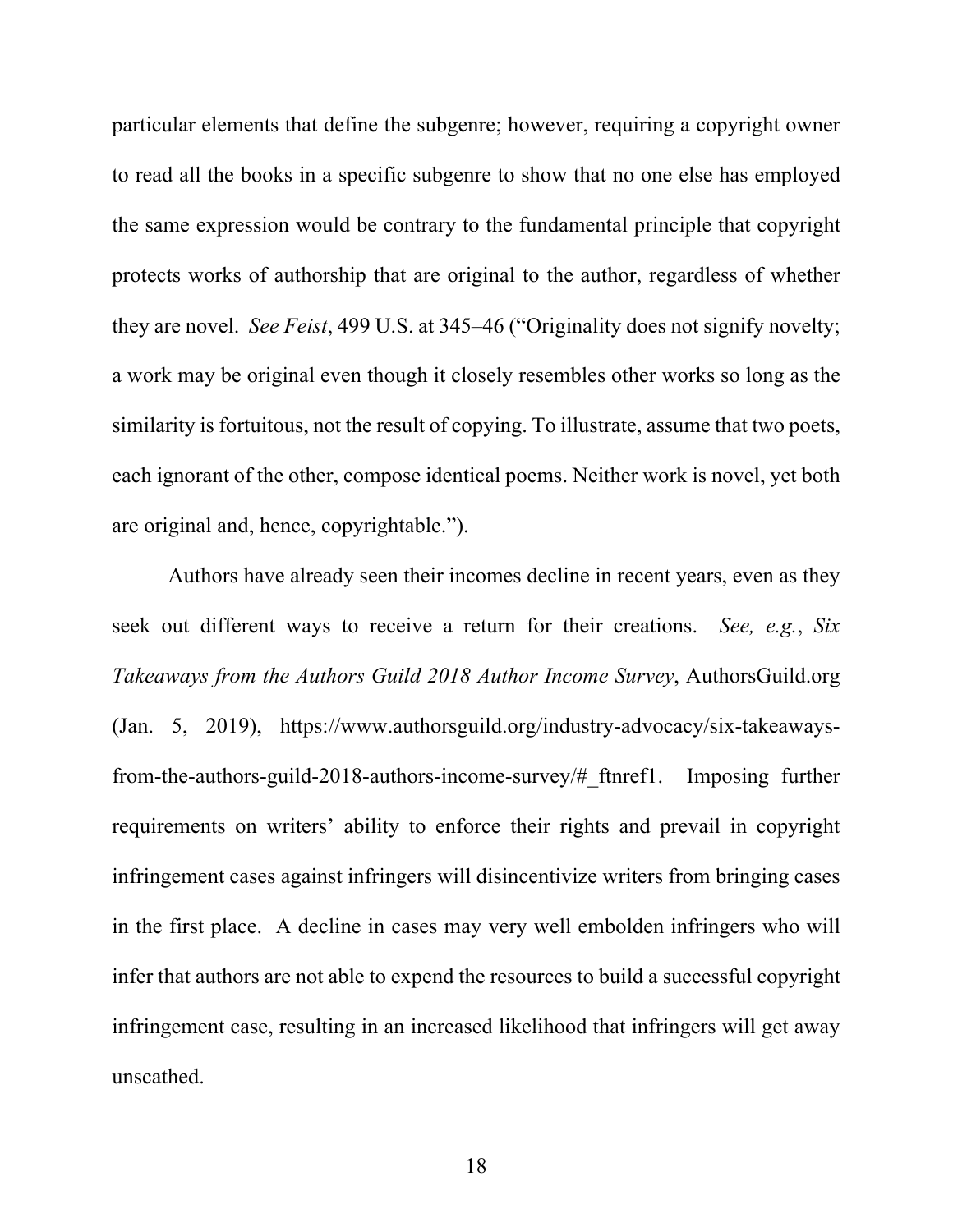particular elements that define the subgenre; however, requiring a copyright owner to read all the books in a specific subgenre to show that no one else has employed the same expression would be contrary to the fundamental principle that copyright protects works of authorship that are original to the author, regardless of whether they are novel. *See Feist*, 499 U.S. at 345–46 ("Originality does not signify novelty; a work may be original even though it closely resembles other works so long as the similarity is fortuitous, not the result of copying. To illustrate, assume that two poets, each ignorant of the other, compose identical poems. Neither work is novel, yet both are original and, hence, copyrightable.").

Authors have already seen their incomes decline in recent years, even as they seek out different ways to receive a return for their creations. *See, e.g.*, *Six Takeaways from the Authors Guild 2018 Author Income Survey*, AuthorsGuild.org (Jan. 5, 2019), https://www.authorsguild.org/industry-advocacy/six-takeaways-from-the-authors-guild-2018-authors-income-survey/#_ftnref1. Imposing further requirements on writers' ability to enforce their rights and prevail in copyright infringement cases against infringers will disincentivize writers from bringing cases in the first place. A decline in cases may very well embolden infringers who will infer that authors are not able to expend the resources to build a successful copyright infringement case, resulting in an increased likelihood that infringers will get away unscathed.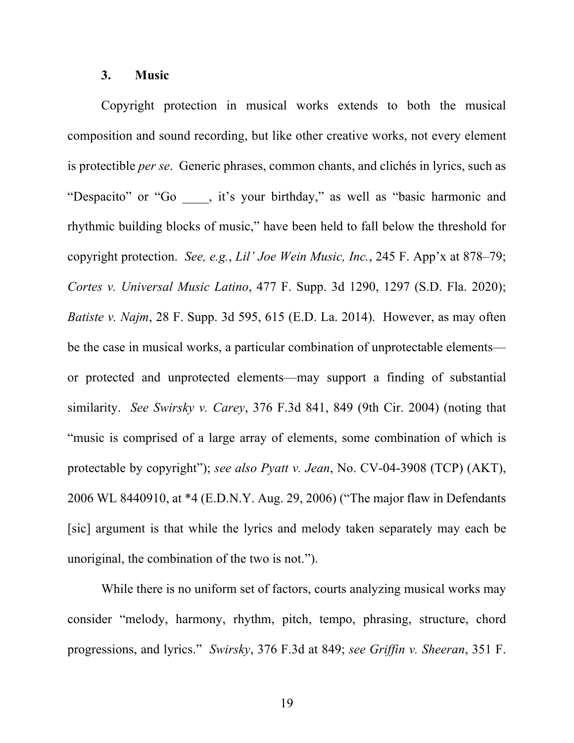### 3. Music

Copyright protection in musical works extends to both the musical composition and sound recording, but like other creative works, not every element is protectible *per se*. Generic phrases, common chants, and clichés in lyrics, such as "Despacito" or "Go ____, it's your birthday," as well as "basic harmonic and rhythmic building blocks of music," have been held to fall below the threshold for copyright protection. *See, e.g.*, *Lil' Joe Wein Music, Inc.*, 245 F. App'x at 878–79; *Cortes v. Universal Music Latino*, 477 F. Supp. 3d 1290, 1297 (S.D. Fla. 2020); *Batiste v. Najm*, 28 F. Supp. 3d 595, 615 (E.D. La. 2014). However, as may often be the case in musical works, a particular combination of unprotectable elements—or protected and unprotected elements—may support a finding of substantial similarity. *See Swirsky v. Carey*, 376 F.3d 841, 849 (9th Cir. 2004) (noting that "music is comprised of a large array of elements, some combination of which is protectable by copyright"); *see also Pyatt v. Jean*, No. CV-04-3908 (TCP) (AKT), 2006 WL 8440910, at *4 (E.D.N.Y. Aug. 29, 2006) ("The major flaw in Defendants [sic] argument is that while the lyrics and melody taken separately may each be unoriginal, the combination of the two is not.").

While there is no uniform set of factors, courts analyzing musical works may consider "melody, harmony, rhythm, pitch, tempo, phrasing, structure, chord progressions, and lyrics." *Swirsky*, 376 F.3d at 849; *see Griffin v. Sheeran*, 351 F.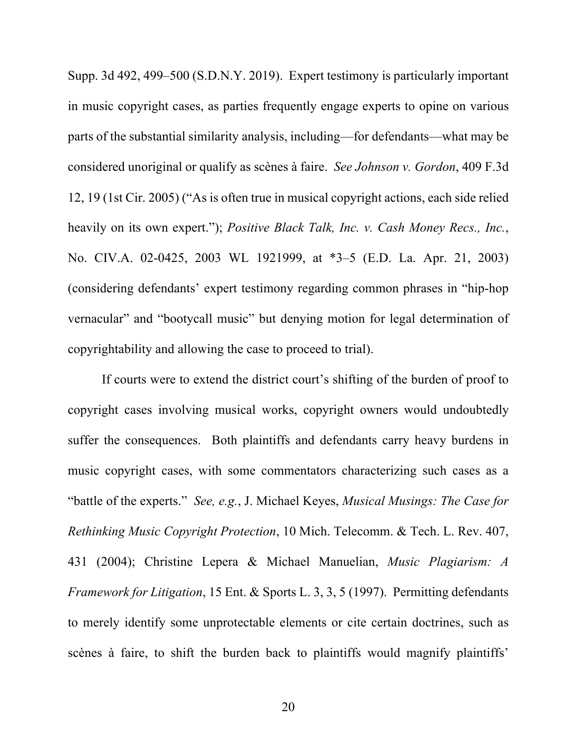Supp. 3d 492, 499–500 (S.D.N.Y. 2019). Expert testimony is particularly important in music copyright cases, as parties frequently engage experts to opine on various parts of the substantial similarity analysis, including—for defendants—what may be considered unoriginal or qualify as scènes à faire. *See Johnson v. Gordon*, 409 F.3d 12, 19 (1st Cir. 2005) ("As is often true in musical copyright actions, each side relied heavily on its own expert."); *Positive Black Talk, Inc. v. Cash Money Recs., Inc.*, No. CIV.A. 02-0425, 2003 WL 1921999, at *3–5 (E.D. La. Apr. 21, 2003) (considering defendants' expert testimony regarding common phrases in "hip-hop vernacular" and "bootycall music" but denying motion for legal determination of copyrightability and allowing the case to proceed to trial).

If courts were to extend the district court's shifting of the burden of proof to copyright cases involving musical works, copyright owners would undoubtedly suffer the consequences. Both plaintiffs and defendants carry heavy burdens in music copyright cases, with some commentators characterizing such cases as a "battle of the experts." *See, e.g.*, J. Michael Keyes, *Musical Musings: The Case for Rethinking Music Copyright Protection*, 10 Mich. Telecomm. & Tech. L. Rev. 407, 431 (2004); Christine Lepera & Michael Manuelian, *Music Plagiarism: A Framework for Litigation*, 15 Ent. & Sports L. 3, 3, 5 (1997). Permitting defendants to merely identify some unprotectable elements or cite certain doctrines, such as scènes à faire, to shift the burden back to plaintiffs would magnify plaintiffs'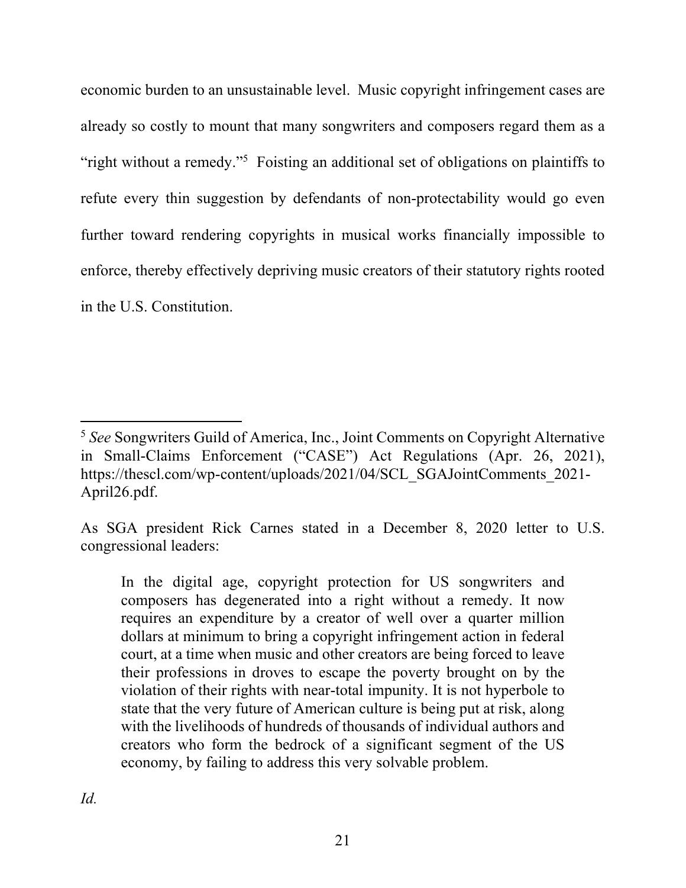economic burden to an unsustainable level. Music copyright infringement cases are already so costly to mount that many songwriters and composers regard them as a "right without a remedy."[5] Foisting an additional set of obligations on plaintiffs to refute every thin suggestion by defendants of non-protectability would go even further toward rendering copyrights in musical works financially impossible to enforce, thereby effectively depriving music creators of their statutory rights rooted in the U.S. Constitution.

---

[5] *See* Songwriters Guild of America, Inc., Joint Comments on Copyright Alternative in Small-Claims Enforcement ("CASE") Act Regulations (Apr. 26, 2021), https://thescl.com/wp-content/uploads/2021/04/SCL_SGAJointComments_2021-April26.pdf.

As SGA president Rick Carnes stated in a December 8, 2020 letter to U.S. congressional leaders:

> In the digital age, copyright protection for US songwriters and composers has degenerated into a right without a remedy. It now requires an expenditure by a creator of well over a quarter million dollars at minimum to bring a copyright infringement action in federal court, at a time when music and other creators are being forced to leave their professions in droves to escape the poverty brought on by the violation of their rights with near-total impunity. It is not hyperbole to state that the very future of American culture is being put at risk, along with the livelihoods of hundreds of thousands of individual authors and creators who form the bedrock of a significant segment of the US economy, by failing to address this very solvable problem.

*Id.*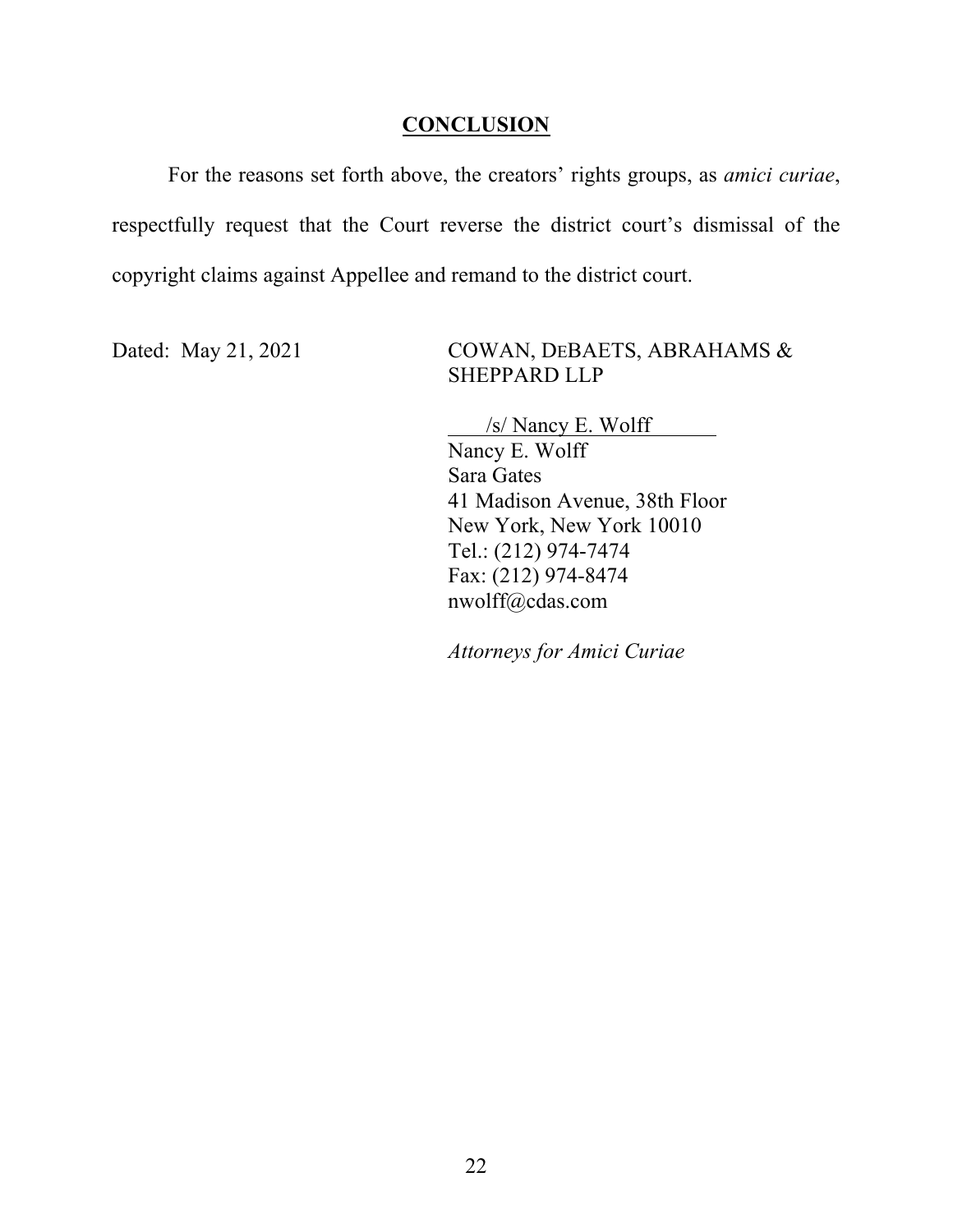## **CONCLUSION**

For the reasons set forth above, the creators' rights groups, as *amici curiae*, respectfully request that the Court reverse the district court's dismissal of the copyright claims against Appellee and remand to the district court.

Dated: May 21, 2021

COWAN, DEBAETS, ABRAHAMS & SHEPPARD LLP

/s/ Nancy E. Wolff

Nancy E. Wolff
Sara Gates
41 Madison Avenue, 38th Floor
New York, New York 10010
Tel.: (212) 974-7474
Fax: (212) 974-8474
nwolff@cdas.com

*Attorneys for Amici Curiae*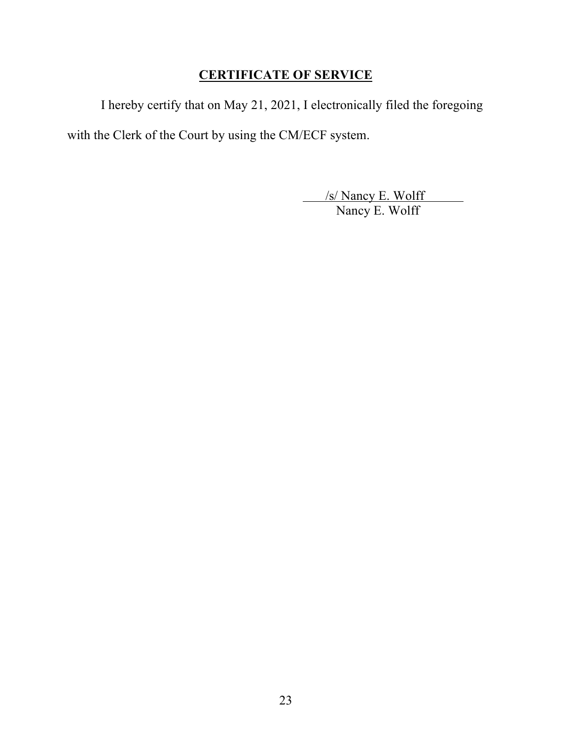## **CERTIFICATE OF SERVICE**

I hereby certify that on May 21, 2021, I electronically filed the foregoing with the Clerk of the Court by using the CM/ECF system.

/s/ Nancy E. Wolff
Nancy E. Wolff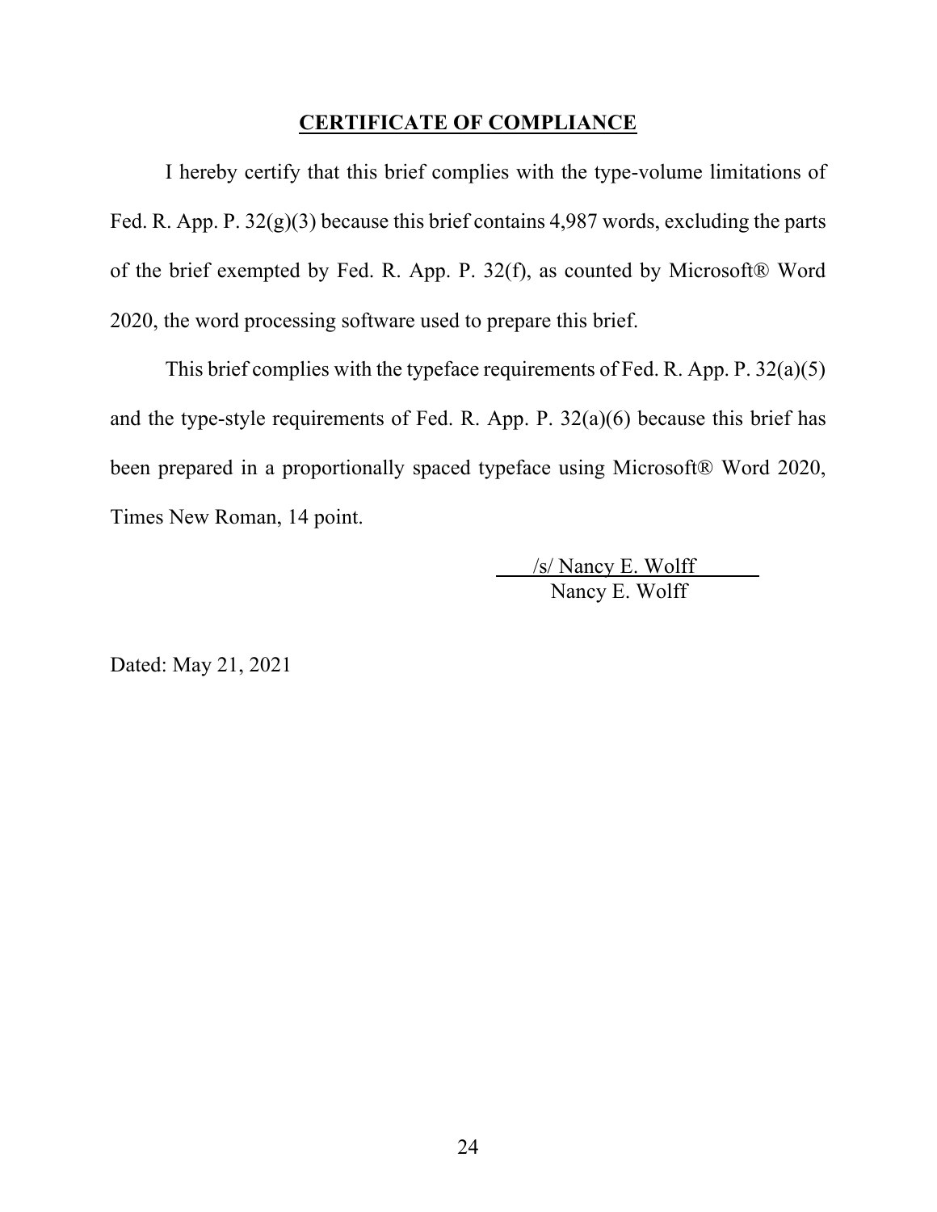## CERTIFICATE OF COMPLIANCE

I hereby certify that this brief complies with the type-volume limitations of Fed. R. App. P. 32(g)(3) because this brief contains 4,987 words, excluding the parts of the brief exempted by Fed. R. App. P. 32(f), as counted by Microsoft® Word 2020, the word processing software used to prepare this brief.

This brief complies with the typeface requirements of Fed. R. App. P. 32(a)(5) and the type-style requirements of Fed. R. App. P. 32(a)(6) because this brief has been prepared in a proportionally spaced typeface using Microsoft® Word 2020, Times New Roman, 14 point.

/s/ Nancy E. Wolff
Nancy E. Wolff

Dated: May 21, 2021